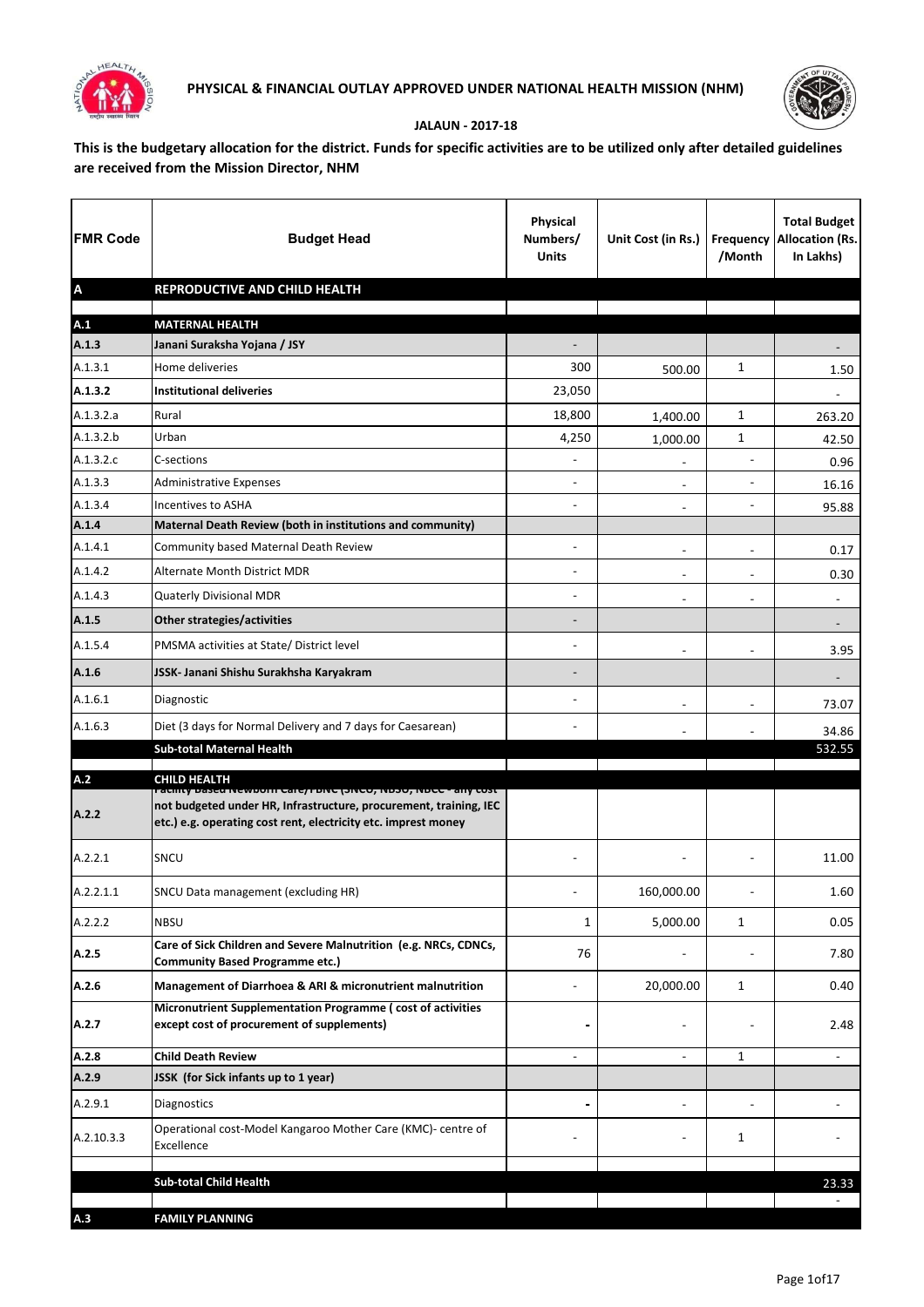# PHYSICAL & FINANCIAL OUTLAY APPROVED UNDER NATIONAL HEALTH MISSION (NHM)

**JALAUN - 2017-18**

**This is the budgetary allocation for the district. Funds for specific activities are to be utilized only after detailed guidelines are received from the Mission Director, NHM**

| FMR Code | Budget Head | Physical Numbers/ Units | Unit Cost (in Rs.) | Frequency /Month | Total Budget Allocation (Rs. In Lakhs) |
|---|---|---|---|---|---|
| **A** | **REPRODUCTIVE AND CHILD HEALTH** | | | | |
| | | | | | |
| **A.1** | **MATERNAL HEALTH** | | | | |
| **A.1.3** | **Janani Suraksha Yojana / JSY** | - | | | - |
| A.1.3.1 | Home deliveries | 300 | 500.00 | 1 | 1.50 |
| **A.1.3.2** | **Institutional deliveries** | 23,050 | | | - |
| A.1.3.2.a | Rural | 18,800 | 1,400.00 | 1 | 263.20 |
| A.1.3.2.b | Urban | 4,250 | 1,000.00 | 1 | 42.50 |
| A.1.3.2.c | C-sections | - | - | - | 0.96 |
| A.1.3.3 | Administrative Expenses | - | - | - | 16.16 |
| A.1.3.4 | Incentives to ASHA | - | - | - | 95.88 |
| **A.1.4** | **Maternal Death Review (both in institutions and community)** | | | | |
| A.1.4.1 | Community based Maternal Death Review | - | - | - | 0.17 |
| A.1.4.2 | Alternate Month District MDR | - | - | - | 0.30 |
| A.1.4.3 | Quaterly Divisional MDR | - | - | - | - |
| **A.1.5** | **Other strategies/activities** | - | | | - |
| A.1.5.4 | PMSMA activities at State/ District level | - | - | - | 3.95 |
| **A.1.6** | **JSSK- Janani Shishu Surakhsha Karyakram** | - | | | - |
| A.1.6.1 | Diagnostic | - | - | - | 73.07 |
| A.1.6.3 | Diet (3 days for Normal Delivery and 7 days for Caesarean) | - | - | - | 34.86 |
| | **Sub-total Maternal Health** | | | | 532.55 |
| | | | | | |
| **A.2** | **CHILD HEALTH** | | | | |
| **A.2.2** | **Facility based Newborn Care/FBNC (SNCU, NBSU, NBCC - any cost not budgeted under HR, Infrastructure, procurement, training, IEC etc.) e.g. operating cost rent, electricity etc. imprest money** | | | | |
| A.2.2.1 | SNCU | - | - | - | 11.00 |
| A.2.2.1.1 | SNCU Data management (excluding HR) | - | 160,000.00 | - | 1.60 |
| A.2.2.2 | NBSU | 1 | 5,000.00 | 1 | 0.05 |
| **A.2.5** | **Care of Sick Children and Severe Malnutrition (e.g. NRCs, CDNCs, Community Based Programme etc.)** | 76 | - | - | 7.80 |
| **A.2.6** | **Management of Diarrhoea & ARI & micronutrient malnutrition** | - | 20,000.00 | 1 | 0.40 |
| **A.2.7** | **Micronutrient Supplementation Programme ( cost of activities except cost of procurement of supplements)** | - | - | - | 2.48 |
| **A.2.8** | **Child Death Review** | - | - | 1 | - |
| **A.2.9** | **JSSK (for Sick infants up to 1 year)** | | | | |
| A.2.9.1 | Diagnostics | - | - | - | - |
| A.2.10.3.3 | Operational cost-Model Kangaroo Mother Care (KMC)- centre of Excellence | - | - | 1 | - |
| | | | | | |
| | **Sub-total Child Health** | | | | 23.33 |
| | | | | | - |
| **A.3** | **FAMILY PLANNING** | | | | |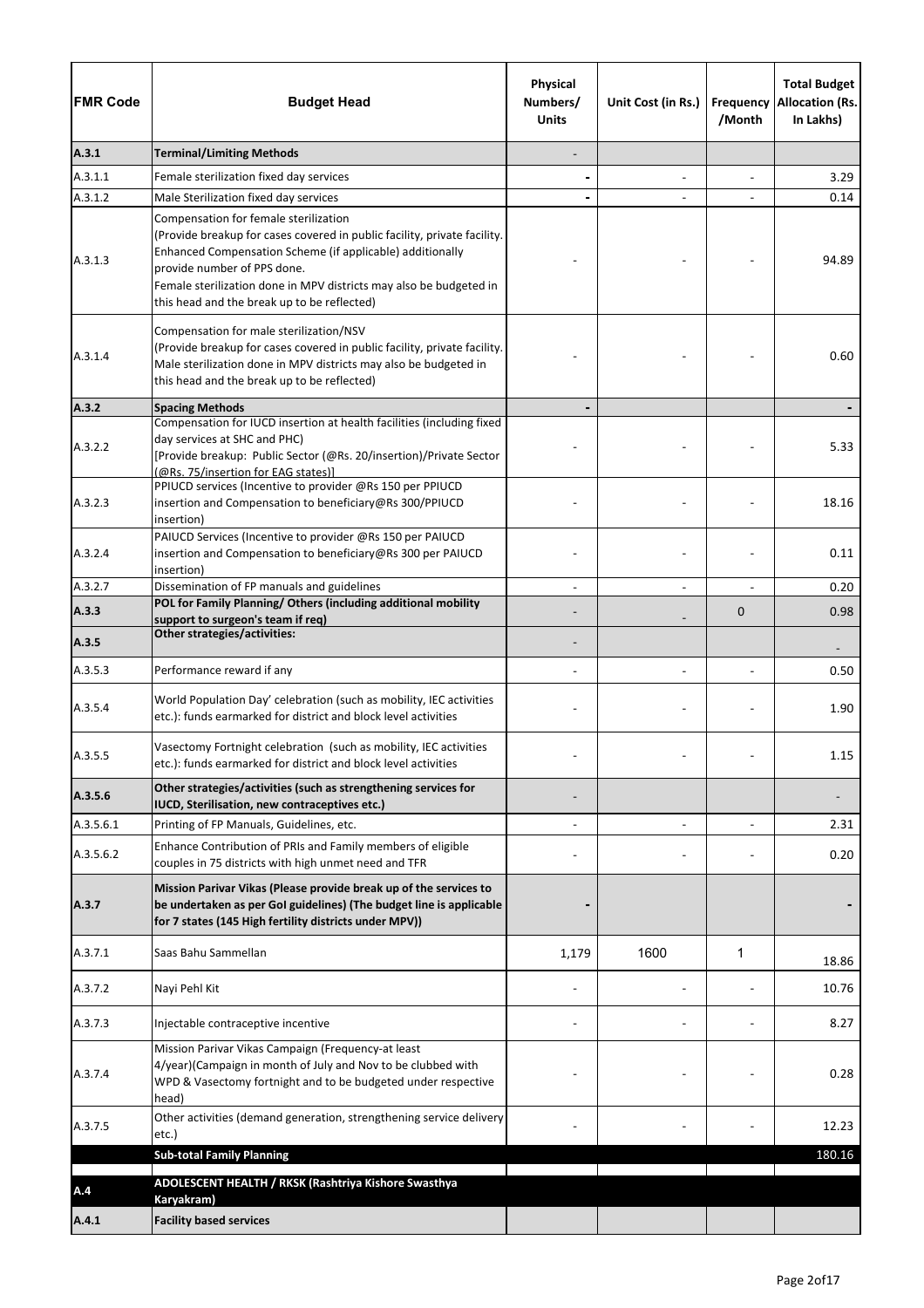| FMR Code | Budget Head | Physical Numbers/ Units | Unit Cost (in Rs.) | Frequency /Month | Total Budget Allocation (Rs. In Lakhs) |
|---|---|---|---|---|---|
| **A.3.1** | **Terminal/Limiting Methods** | - | | | |
| A.3.1.1 | Female sterilization fixed day services | - | - | - | 3.29 |
| A.3.1.2 | Male Sterilization fixed day services | - | - | - | 0.14 |
| A.3.1.3 | Compensation for female sterilization (Provide breakup for cases covered in public facility, private facility. Enhanced Compensation Scheme (if applicable) additionally provide number of PPS done. Female sterilization done in MPV districts may also be budgeted in this head and the break up to be reflected) | - | - | - | 94.89 |
| A.3.1.4 | Compensation for male sterilization/NSV (Provide breakup for cases covered in public facility, private facility. Male sterilization done in MPV districts may also be budgeted in this head and the break up to be reflected) | - | - | - | 0.60 |
| **A.3.2** | **Spacing Methods** | - | | | - |
| A.3.2.2 | Compensation for IUCD insertion at health facilities (including fixed day services at SHC and PHC) [Provide breakup: Public Sector (@Rs. 20/insertion)/Private Sector (@Rs. 75/insertion for EAG states)] | - | - | - | 5.33 |
| A.3.2.3 | PPIUCD services (Incentive to provider @Rs 150 per PPIUCD insertion and Compensation to beneficiary@Rs 300/PPIUCD insertion) | - | - | - | 18.16 |
| A.3.2.4 | PAIUCD Services (Incentive to provider @Rs 150 per PAIUCD insertion and Compensation to beneficiary@Rs 300 per PAIUCD insertion) | - | - | - | 0.11 |
| A.3.2.7 | Dissemination of FP manuals and guidelines | - | - | - | 0.20 |
| **A.3.3** | **POL for Family Planning/ Others (including additional mobility support to surgeon's team if req)** | - | - | 0 | 0.98 |
| **A.3.5** | **Other strategies/activities:** | - | | | - |
| A.3.5.3 | Performance reward if any | - | - | - | 0.50 |
| A.3.5.4 | World Population Day' celebration (such as mobility, IEC activities etc.): funds earmarked for district and block level activities | - | - | - | 1.90 |
| A.3.5.5 | Vasectomy Fortnight celebration (such as mobility, IEC activities etc.): funds earmarked for district and block level activities | - | - | - | 1.15 |
| **A.3.5.6** | **Other strategies/activities (such as strengthening services for IUCD, Sterilisation, new contraceptives etc.)** | - | | | - |
| A.3.5.6.1 | Printing of FP Manuals, Guidelines, etc. | - | - | - | 2.31 |
| A.3.5.6.2 | Enhance Contribution of PRIs and Family members of eligible couples in 75 districts with high unmet need and TFR | - | - | - | 0.20 |
| **A.3.7** | **Mission Parivar Vikas (Please provide break up of the services to be undertaken as per GoI guidelines) (The budget line is applicable for 7 states (145 High fertility districts under MPV))** | - | | | - |
| A.3.7.1 | Saas Bahu Sammellan | 1,179 | 1600 | 1 | 18.86 |
| A.3.7.2 | Nayi Pehl Kit | - | - | - | 10.76 |
| A.3.7.3 | Injectable contraceptive incentive | - | - | - | 8.27 |
| A.3.7.4 | Mission Parivar Vikas Campaign (Frequency-at least 4/year)(Campaign in month of July and Nov to be clubbed with WPD & Vasectomy fortnight and to be budgeted under respective head) | - | - | - | 0.28 |
| A.3.7.5 | Other activities (demand generation, strengthening service delivery etc.) | - | - | - | 12.23 |
| | **Sub-total Family Planning** | | | | 180.16 |
| **A.4** | **ADOLESCENT HEALTH / RKSK (Rashtriya Kishore Swasthya Karyakram)** | | | | |
| **A.4.1** | **Facility based services** | | | | |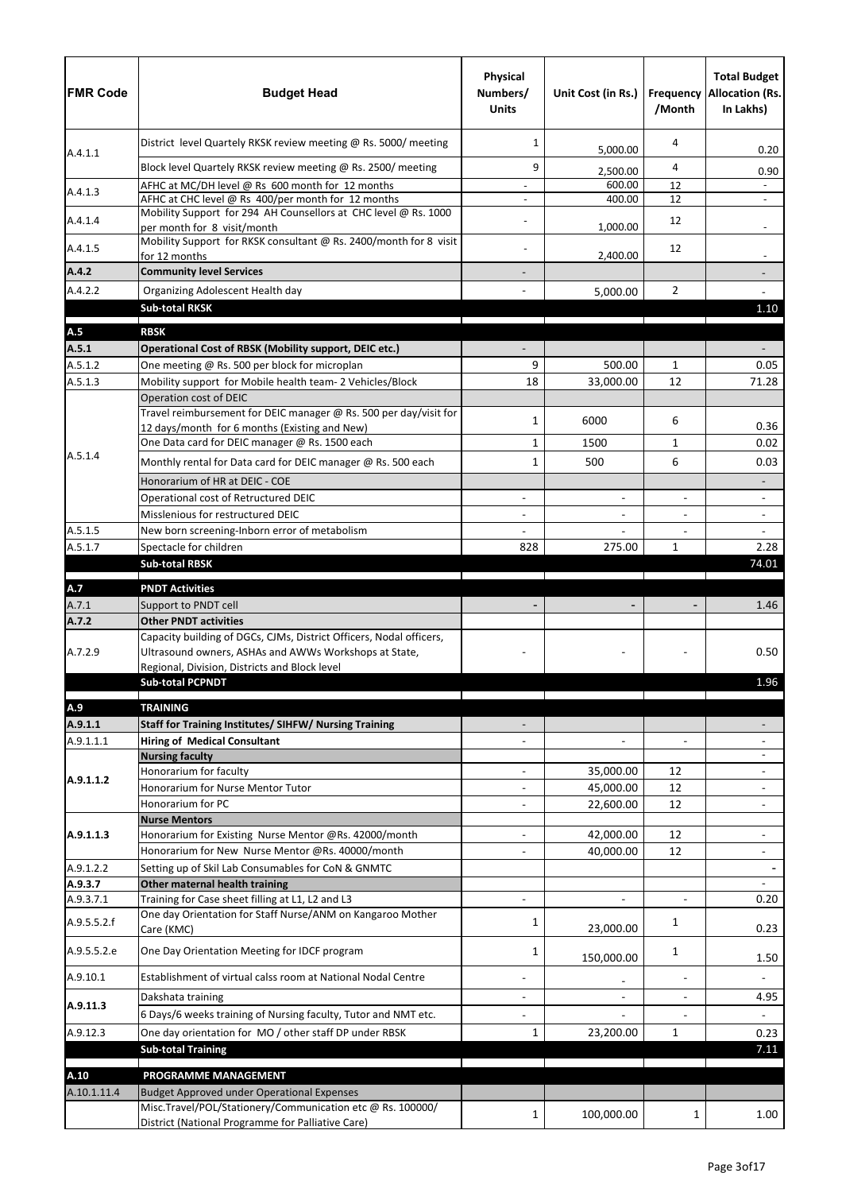| FMR Code | Budget Head | Physical Numbers/ Units | Unit Cost (in Rs.) | Frequency /Month | Total Budget Allocation (Rs. In Lakhs) |
|---|---|---|---|---|---|
| A.4.1.1 | District level Quartely RKSK review meeting @ Rs. 5000/ meeting | 1 | 5,000.00 | 4 | 0.20 |
| | Block level Quartely RKSK review meeting @ Rs. 2500/ meeting | 9 | 2,500.00 | 4 | 0.90 |
| A.4.1.3 | AFHC at MC/DH level @ Rs 600 month for 12 months | - | 600.00 | 12 | - |
| | AFHC at CHC level @ Rs 400/per month for 12 months | - | 400.00 | 12 | - |
| A.4.1.4 | Mobility Support for 294 AH Counsellors at CHC level @ Rs. 1000 per month for 8 visit/month | - | 1,000.00 | 12 | - |
| A.4.1.5 | Mobility Support for RKSK consultant @ Rs. 2400/month for 8 visit for 12 months | - | 2,400.00 | 12 | - |
| **A.4.2** | **Community level Services** | - | | | - |
| A.4.2.2 | Organizing Adolescent Health day | - | 5,000.00 | 2 | - |
| | **Sub-total RKSK** | | | | 1.10 |
| **A.5** | **RBSK** | | | | |
| **A.5.1** | **Operational Cost of RBSK (Mobility support, DEIC etc.)** | - | | | - |
| A.5.1.2 | One meeting @ Rs. 500 per block for microplan | 9 | 500.00 | 1 | 0.05 |
| A.5.1.3 | Mobility support for Mobile health team- 2 Vehicles/Block | 18 | 33,000.00 | 12 | 71.28 |
| A.5.1.4 | Operation cost of DEIC | | | | |
| | Travel reimbursement for DEIC manager @ Rs. 500 per day/visit for 12 days/month for 6 months (Existing and New) | 1 | 6000 | 6 | 0.36 |
| | One Data card for DEIC manager @ Rs. 1500 each | 1 | 1500 | 1 | 0.02 |
| | Monthly rental for Data card for DEIC manager @ Rs. 500 each | 1 | 500 | 6 | 0.03 |
| | Honorarium of HR at DEIC - COE | | | | - |
| | Operational cost of Retructured DEIC | - | - | - | - |
| | Misslenious for restructured DEIC | - | - | - | - |
| A.5.1.5 | New born screening-Inborn error of metabolism | - | - | - | - |
| A.5.1.7 | Spectacle for children | 828 | 275.00 | 1 | 2.28 |
| | **Sub-total RBSK** | | | | 74.01 |
| **A.7** | **PNDT Activities** | | | | |
| A.7.1 | Support to PNDT cell | - | - | - | 1.46 |
| **A.7.2** | **Other PNDT activities** | | | | |
| A.7.2.9 | Capacity building of DGCs, CJMs, District Officers, Nodal officers, Ultrasound owners, ASHAs and AWWs Workshops at State, Regional, Division, Districts and Block level | - | - | - | 0.50 |
| | **Sub-total PCPNDT** | | | | 1.96 |
| **A.9** | **TRAINING** | | | | |
| **A.9.1.1** | **Staff for Training Institutes/ SIHFW/ Nursing Training** | - | | | - |
| A.9.1.1.1 | **Hiring of Medical Consultant** | - | - | - | - |
| **A.9.1.1.2** | **Nursing faculty** | | | | - |
| | Honorarium for faculty | - | 35,000.00 | 12 | - |
| | Honorarium for Nurse Mentor Tutor | - | 45,000.00 | 12 | - |
| | Honorarium for PC | - | 22,600.00 | 12 | - |
| **A.9.1.1.3** | **Nurse Mentors** | | | | |
| | Honorarium for Existing Nurse Mentor @Rs. 42000/month | - | 42,000.00 | 12 | - |
| | Honorarium for New Nurse Mentor @Rs. 40000/month | - | 40,000.00 | 12 | - |
| A.9.1.2.2 | Setting up of Skil Lab Consumables for CoN & GNMTC | | | | - |
| **A.9.3.7** | **Other maternal health training** | | | | - |
| A.9.3.7.1 | Training for Case sheet filling at L1, L2 and L3 | - | - | - | 0.20 |
| A.9.5.5.2.f | One day Orientation for Staff Nurse/ANM on Kangaroo Mother Care (KMC) | 1 | 23,000.00 | 1 | 0.23 |
| A.9.5.5.2.e | One Day Orientation Meeting for IDCF program | 1 | 150,000.00 | 1 | 1.50 |
| A.9.10.1 | Establishment of virtual calss room at National Nodal Centre | - | - | - | - |
| **A.9.11.3** | Dakshata training | - | - | - | 4.95 |
| | 6 Days/6 weeks training of Nursing faculty, Tutor and NMT etc. | - | - | - | - |
| A.9.12.3 | One day orientation for MO / other staff DP under RBSK | 1 | 23,200.00 | 1 | 0.23 |
| | **Sub-total Training** | | | | 7.11 |
| **A.10** | **PROGRAMME MANAGEMENT** | | | | |
| A.10.1.11.4 | Budget Approved under Operational Expenses | | | | |
| | Misc.Travel/POL/Stationery/Communication etc @ Rs. 100000/ District (National Programme for Palliative Care) | 1 | 100,000.00 | 1 | 1.00 |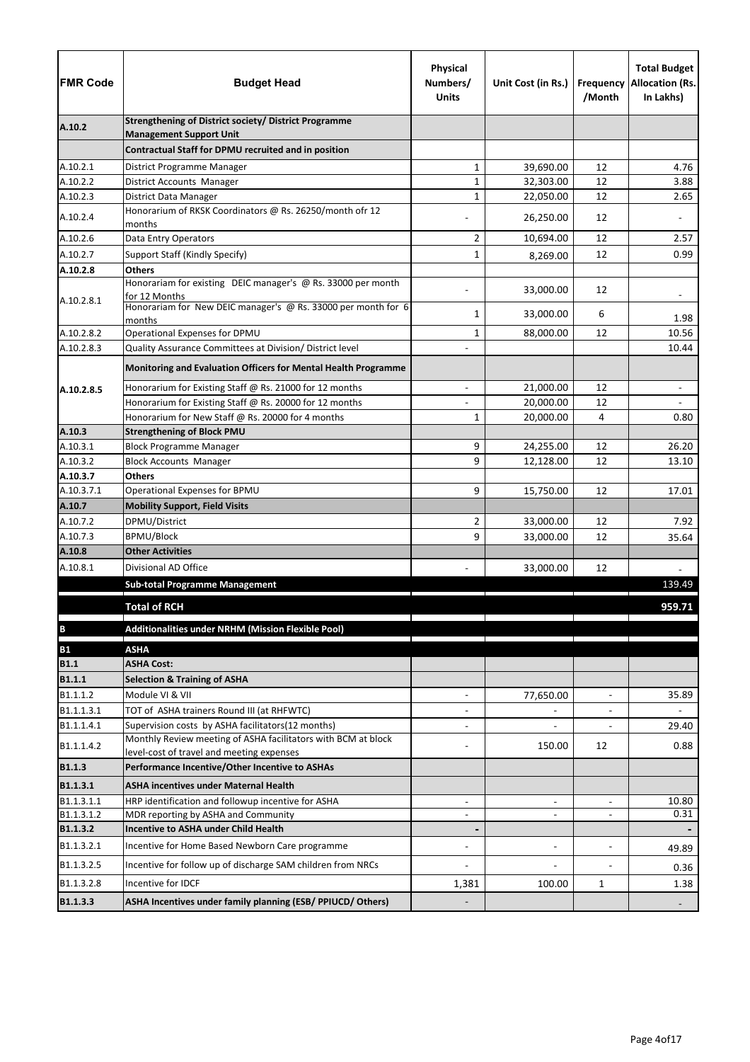| FMR Code | Budget Head | Physical Numbers/ Units | Unit Cost (in Rs.) | Frequency /Month | Total Budget Allocation (Rs. In Lakhs) |
|---|---|---|---|---|---|
| A.10.2 | **Strengthening of District society/ District Programme Management Support Unit** | | | | |
| | **Contractual Staff for DPMU recruited and in position** | | | | |
| A.10.2.1 | District Programme Manager | 1 | 39,690.00 | 12 | 4.76 |
| A.10.2.2 | District Accounts Manager | 1 | 32,303.00 | 12 | 3.88 |
| A.10.2.3 | District Data Manager | 1 | 22,050.00 | 12 | 2.65 |
| A.10.2.4 | Honorarium of RKSK Coordinators @ Rs. 26250/month ofr 12 months | - | 26,250.00 | 12 | - |
| A.10.2.6 | Data Entry Operators | 2 | 10,694.00 | 12 | 2.57 |
| A.10.2.7 | Support Staff (Kindly Specify) | 1 | 8,269.00 | 12 | 0.99 |
| **A.10.2.8** | **Others** | | | | |
| A.10.2.8.1 | Honorariam for existing DEIC manager's @ Rs. 33000 per month for 12 Months | - | 33,000.00 | 12 | - |
| | Honorariam for New DEIC manager's @ Rs. 33000 per month for 6 months | 1 | 33,000.00 | 6 | 1.98 |
| A.10.2.8.2 | Operational Expenses for DPMU | 1 | 88,000.00 | 12 | 10.56 |
| A.10.2.8.3 | Quality Assurance Committees at Division/ District level | - | | | 10.44 |
| **A.10.2.8.5** | **Monitoring and Evaluation Officers for Mental Health Programme** | | | | |
| | Honorarium for Existing Staff @ Rs. 21000 for 12 months | - | 21,000.00 | 12 | - |
| | Honorarium for Existing Staff @ Rs. 20000 for 12 months | - | 20,000.00 | 12 | - |
| | Honorarium for New Staff @ Rs. 20000 for 4 months | 1 | 20,000.00 | 4 | 0.80 |
| **A.10.3** | **Strengthening of Block PMU** | | | | |
| A.10.3.1 | Block Programme Manager | 9 | 24,255.00 | 12 | 26.20 |
| A.10.3.2 | Block Accounts Manager | 9 | 12,128.00 | 12 | 13.10 |
| **A.10.3.7** | **Others** | | | | |
| A.10.3.7.1 | Operational Expenses for BPMU | 9 | 15,750.00 | 12 | 17.01 |
| **A.10.7** | **Mobility Support, Field Visits** | | | | |
| A.10.7.2 | DPMU/District | 2 | 33,000.00 | 12 | 7.92 |
| A.10.7.3 | BPMU/Block | 9 | 33,000.00 | 12 | 35.64 |
| **A.10.8** | **Other Activities** | | | | |
| A.10.8.1 | Divisional AD Office | - | 33,000.00 | 12 | - |
| | **Sub-total Programme Management** | | | | 139.49 |
| | **Total of RCH** | | | | **959.71** |
| **B** | **Additionalities under NRHM (Mission Flexible Pool)** | | | | |
| **B1** | **ASHA** | | | | |
| **B1.1** | **ASHA Cost:** | | | | |
| **B1.1.1** | **Selection & Training of ASHA** | | | | |
| B1.1.1.2 | Module VI & VII | - | 77,650.00 | - | 35.89 |
| B1.1.1.3.1 | TOT of ASHA trainers Round III (at RHFWTC) | - | - | - | - |
| B1.1.1.4.1 | Supervision costs by ASHA facilitators(12 months) | - | - | - | 29.40 |
| B1.1.1.4.2 | Monthly Review meeting of ASHA facilitators with BCM at block level-cost of travel and meeting expenses | - | 150.00 | 12 | 0.88 |
| **B1.1.3** | **Performance Incentive/Other Incentive to ASHAs** | | | | |
| **B1.1.3.1** | **ASHA incentives under Maternal Health** | | | | |
| B1.1.3.1.1 | HRP identification and followup incentive for ASHA | - | - | - | 10.80 |
| B1.1.3.1.2 | MDR reporting by ASHA and Community | - | - | - | 0.31 |
| **B1.1.3.2** | **Incentive to ASHA under Child Health** | **-** | | | **-** |
| B1.1.3.2.1 | Incentive for Home Based Newborn Care programme | - | - | - | 49.89 |
| B1.1.3.2.5 | Incentive for follow up of discharge SAM children from NRCs | - | - | - | 0.36 |
| B1.1.3.2.8 | Incentive for IDCF | 1,381 | 100.00 | 1 | 1.38 |
| **B1.1.3.3** | **ASHA Incentives under family planning (ESB/ PPIUCD/ Others)** | - | | | - |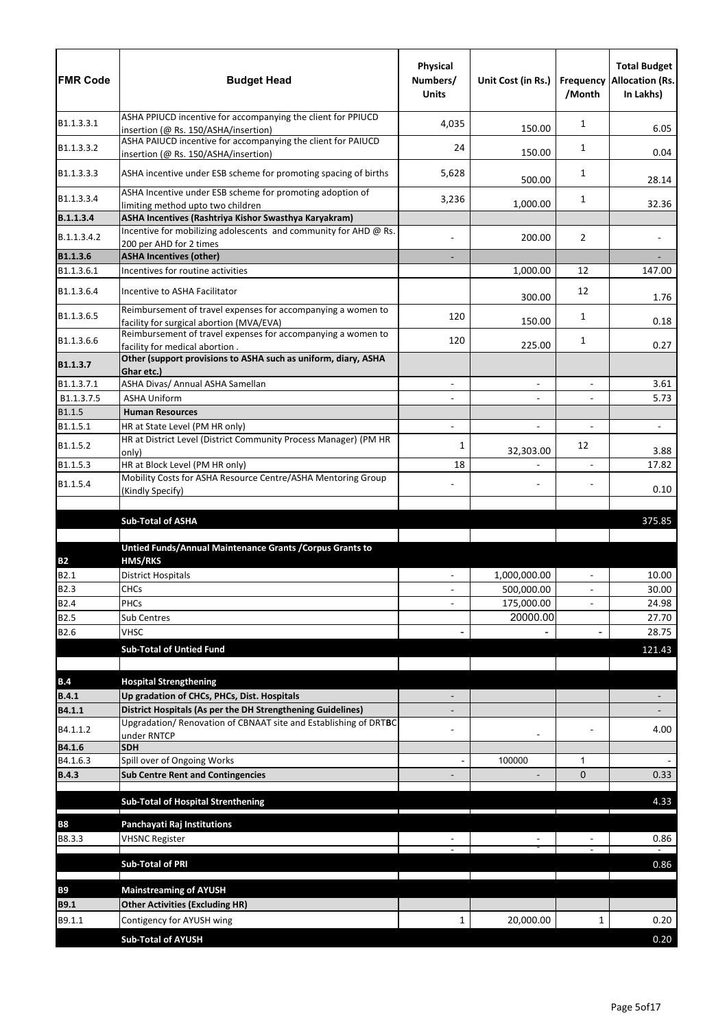| FMR Code | Budget Head | Physical Numbers/ Units | Unit Cost (in Rs.) | Frequency /Month | Total Budget Allocation (Rs. In Lakhs) |
|---|---|---|---|---|---|
| B1.1.3.3.1 | ASHA PPIUCD incentive for accompanying the client for PPIUCD insertion (@ Rs. 150/ASHA/insertion) | 4,035 | 150.00 | 1 | 6.05 |
| B1.1.3.3.2 | ASHA PAIUCD incentive for accompanying the client for PAIUCD insertion (@ Rs. 150/ASHA/insertion) | 24 | 150.00 | 1 | 0.04 |
| B1.1.3.3.3 | ASHA incentive under ESB scheme for promoting spacing of births | 5,628 | 500.00 | 1 | 28.14 |
| B1.1.3.3.4 | ASHA Incentive under ESB scheme for promoting adoption of limiting method upto two children | 3,236 | 1,000.00 | 1 | 32.36 |
| **B.1.1.3.4** | **ASHA Incentives (Rashtriya Kishor Swasthya Karyakram)** | | | | |
| B.1.1.3.4.2 | Incentive for mobilizing adolescents and community for AHD @ Rs. 200 per AHD for 2 times | - | 200.00 | 2 | - |
| **B1.1.3.6** | **ASHA Incentives (other)** | - | | | - |
| B1.1.3.6.1 | Incentives for routine activities | | 1,000.00 | 12 | 147.00 |
| B1.1.3.6.4 | Incentive to ASHA Facilitator | | 300.00 | 12 | 1.76 |
| B1.1.3.6.5 | Reimbursement of travel expenses for accompanying a women to facility for surgical abortion (MVA/EVA) | 120 | 150.00 | 1 | 0.18 |
| B1.1.3.6.6 | Reimbursement of travel expenses for accompanying a women to facility for medical abortion . | 120 | 225.00 | 1 | 0.27 |
| **B1.1.3.7** | **Other (support provisions to ASHA such as uniform, diary, ASHA Ghar etc.)** | | | | |
| B1.1.3.7.1 | ASHA Divas/ Annual ASHA Samellan | - | - | - | 3.61 |
| B1.1.3.7.5 | ASHA Uniform | - | - | - | 5.73 |
| B1.1.5 | **Human Resources** | | | | |
| B1.1.5.1 | HR at State Level (PM HR only) | - | - | - | - |
| B1.1.5.2 | HR at District Level (District Community Process Manager) (PM HR only) | 1 | 32,303.00 | 12 | 3.88 |
| B1.1.5.3 | HR at Block Level (PM HR only) | 18 | - | - | 17.82 |
| B1.1.5.4 | Mobility Costs for ASHA Resource Centre/ASHA Mentoring Group (Kindly Specify) | - | - | - | 0.10 |
| | | | | | |
| | **Sub-Total of ASHA** | | | | 375.85 |
| | | | | | |
| **B2** | **Untied Funds/Annual Maintenance Grants /Corpus Grants to HMS/RKS** | | | | |
| B2.1 | District Hospitals | - | 1,000,000.00 | - | 10.00 |
| B2.3 | CHCs | - | 500,000.00 | - | 30.00 |
| B2.4 | PHCs | - | 175,000.00 | - | 24.98 |
| B2.5 | Sub Centres | | 20000.00 | | 27.70 |
| B2.6 | VHSC | - | - | - | 28.75 |
| | **Sub-Total of Untied Fund** | | | | 121.43 |
| | | | | | |
| **B.4** | **Hospital Strengthening** | | | | |
| **B.4.1** | **Up gradation of CHCs, PHCs, Dist. Hospitals** | - | | | - |
| **B4.1.1** | **District Hospitals (As per the DH Strengthening Guidelines)** | - | | | - |
| B4.1.1.2 | Upgradation/ Renovation of CBNAAT site and Establishing of DRTBC under RNTCP | - | - | - | 4.00 |
| **B4.1.6** | **SDH** | | | | |
| B4.1.6.3 | Spill over of Ongoing Works | - | 100000 | 1 | - |
| **B.4.3** | **Sub Centre Rent and Contingencies** | - | - | 0 | 0.33 |
| | | | | | |
| | **Sub-Total of Hospital Strenthening** | | | | 4.33 |
| | | | | | |
| **B8** | **Panchayati Raj Institutions** | | | | |
| B8.3.3 | VHSNC Register | - | - | - | 0.86 |
| | | - | - | - | - |
| | **Sub-Total of PRI** | | | | 0.86 |
| | | | | | |
| **B9** | **Mainstreaming of AYUSH** | | | | |
| **B9.1** | **Other Activities (Excluding HR)** | | | | |
| B9.1.1 | Contigency for AYUSH wing | 1 | 20,000.00 | 1 | 0.20 |
| | **Sub-Total of AYUSH** | | | | 0.20 |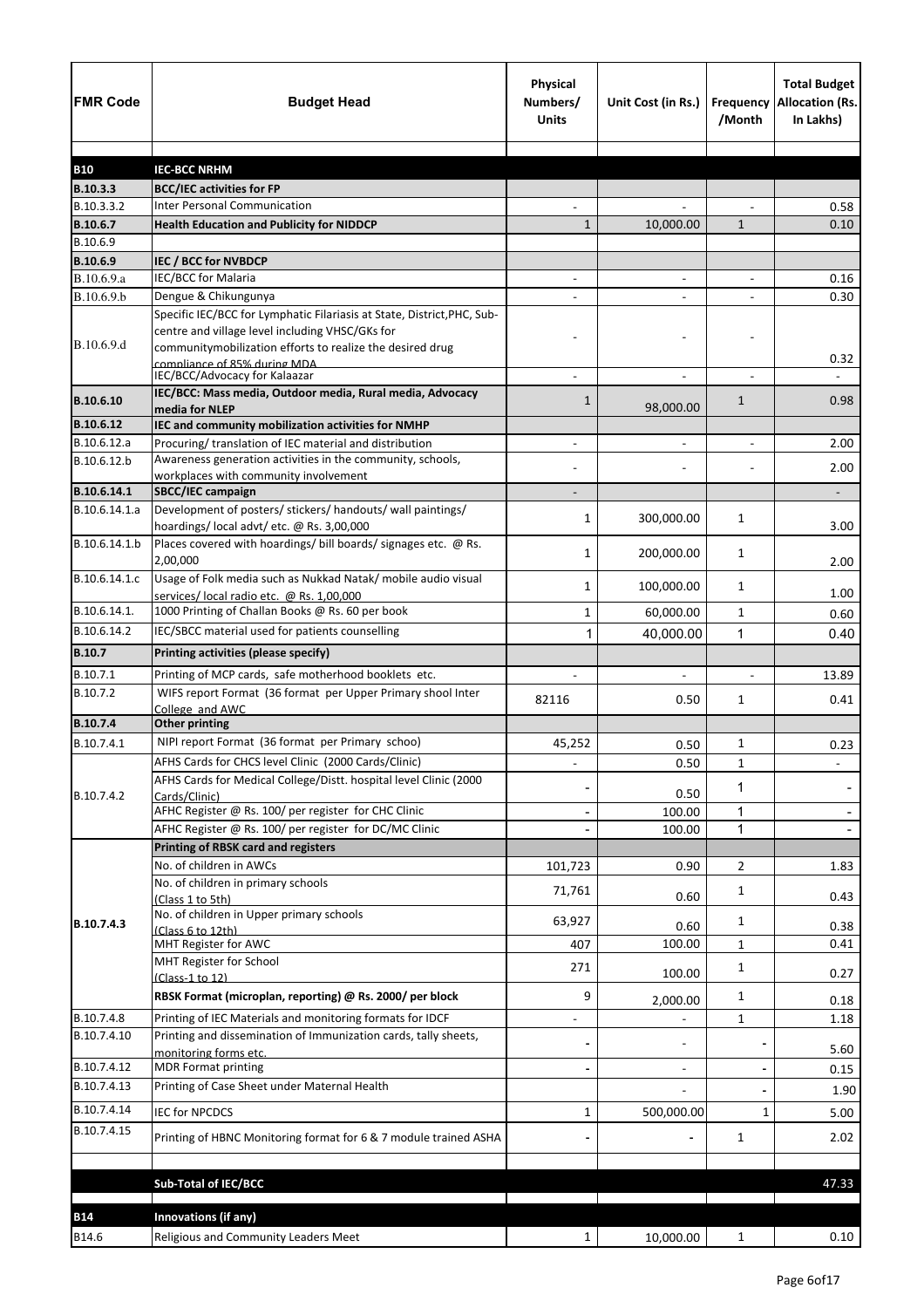| FMR Code | Budget Head | Physical Numbers/ Units | Unit Cost (in Rs.) | Frequency /Month | Total Budget Allocation (Rs. In Lakhs) |
|---|---|---|---|---|---|
| **B10** | **IEC-BCC NRHM** | | | | |
| **B.10.3.3** | **BCC/IEC activities for FP** | | | | |
| B.10.3.3.2 | Inter Personal Communication | - | - | - | 0.58 |
| **B.10.6.7** | **Health Education and Publicity for NIDDCP** | 1 | 10,000.00 | 1 | 0.10 |
| B.10.6.9 | | | | | |
| **B.10.6.9** | **IEC / BCC for NVBDCP** | | | | |
| B.10.6.9.a | IEC/BCC for Malaria | - | - | - | 0.16 |
| B.10.6.9.b | Dengue & Chikungunya | - | - | - | 0.30 |
| B.10.6.9.d | Specific IEC/BCC for Lymphatic Filariasis at State, District,PHC, Sub-centre and village level including VHSC/GKs for communitymobilization efforts to realize the desired drug compliance of 85% during MDA | - | - | - | 0.32 |
| | IEC/BCC/Advocacy for Kalaazar | - | - | - | - |
| **B.10.6.10** | **IEC/BCC: Mass media, Outdoor media, Rural media, Advocacy media for NLEP** | 1 | 98,000.00 | 1 | 0.98 |
| **B.10.6.12** | **IEC and community mobilization activities for NMHP** | | | | |
| B.10.6.12.a | Procuring/ translation of IEC material and distribution | - | - | - | 2.00 |
| B.10.6.12.b | Awareness generation activities in the community, schools, workplaces with community involvement | - | - | - | 2.00 |
| **B.10.6.14.1** | **SBCC/IEC campaign** | - | | | - |
| B.10.6.14.1.a | Development of posters/ stickers/ handouts/ wall paintings/ hoardings/ local advt/ etc. @ Rs. 3,00,000 | 1 | 300,000.00 | 1 | 3.00 |
| B.10.6.14.1.b | Places covered with hoardings/ bill boards/ signages etc. @ Rs. 2,00,000 | 1 | 200,000.00 | 1 | 2.00 |
| B.10.6.14.1.c | Usage of Folk media such as Nukkad Natak/ mobile audio visual services/ local radio etc. @ Rs. 1,00,000 | 1 | 100,000.00 | 1 | 1.00 |
| B.10.6.14.1. | 1000 Printing of Challan Books @ Rs. 60 per book | 1 | 60,000.00 | 1 | 0.60 |
| B.10.6.14.2 | IEC/SBCC material used for patients counselling | 1 | 40,000.00 | 1 | 0.40 |
| **B.10.7** | **Printing activities (please specify)** | | | | |
| B.10.7.1 | Printing of MCP cards, safe motherhood booklets etc. | - | - | - | 13.89 |
| B.10.7.2 | WIFS report Format (36 format per Upper Primary shool Inter College and AWC | 82116 | 0.50 | 1 | 0.41 |
| **B.10.7.4** | **Other printing** | | | | |
| B.10.7.4.1 | NIPI report Format (36 format per Primary schoo) | 45,252 | 0.50 | 1 | 0.23 |
| B.10.7.4.2 | AFHS Cards for CHCS level Clinic (2000 Cards/Clinic) | - | 0.50 | 1 | - |
| | AFHS Cards for Medical College/Distt. hospital level Clinic (2000 Cards/Clinic) | - | 0.50 | 1 | - |
| | AFHC Register @ Rs. 100/ per register for CHC Clinic | - | 100.00 | 1 | - |
| | AFHC Register @ Rs. 100/ per register for DC/MC Clinic | - | 100.00 | 1 | - |
| **B.10.7.4.3** | **Printing of RBSK card and registers** | | | | |
| | No. of children in AWCs | 101,723 | 0.90 | 2 | 1.83 |
| | No. of children in primary schools (Class 1 to 5th) | 71,761 | 0.60 | 1 | 0.43 |
| | No. of children in Upper primary schools (Class 6 to 12th) | 63,927 | 0.60 | 1 | 0.38 |
| | MHT Register for AWC | 407 | 100.00 | 1 | 0.41 |
| | MHT Register for School (Class-1 to 12) | 271 | 100.00 | 1 | 0.27 |
| | **RBSK Format (microplan, reporting) @ Rs. 2000/ per block** | 9 | 2,000.00 | 1 | 0.18 |
| B.10.7.4.8 | Printing of IEC Materials and monitoring formats for IDCF | - | - | 1 | 1.18 |
| B.10.7.4.10 | Printing and dissemination of Immunization cards, tally sheets, monitoring forms etc. | - | - | - | 5.60 |
| B.10.7.4.12 | MDR Format printing | - | - | - | 0.15 |
| B.10.7.4.13 | Printing of Case Sheet under Maternal Health | | - | - | 1.90 |
| B.10.7.4.14 | IEC for NPCDCS | 1 | 500,000.00 | 1 | 5.00 |
| B.10.7.4.15 | Printing of HBNC Monitoring format for 6 & 7 module trained ASHA | - | - | 1 | 2.02 |
| | | | | | |
| | **Sub-Total of IEC/BCC** | | | | **47.33** |
| | | | | | |
| **B14** | **Innovations (if any)** | | | | |
| B14.6 | Religious and Community Leaders Meet | 1 | 10,000.00 | 1 | 0.10 |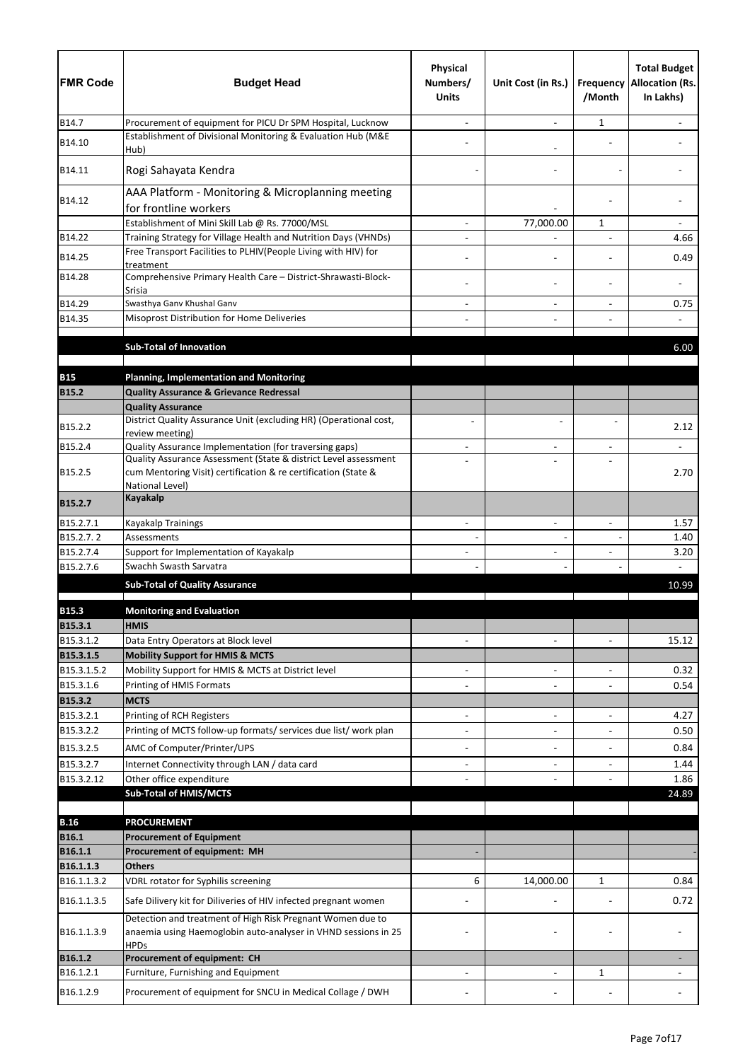| FMR Code | Budget Head | Physical Numbers/ Units | Unit Cost (in Rs.) | Frequency /Month | Total Budget Allocation (Rs. In Lakhs) |
|---|---|---|---|---|---|
| B14.7 | Procurement of equipment for PICU Dr SPM Hospital, Lucknow | - | - | 1 | - |
| B14.10 | Establishment of Divisional Monitoring & Evaluation Hub (M&E Hub) | - | - | - | - |
| B14.11 | Rogi Sahayata Kendra | - | - | - | - |
| B14.12 | AAA Platform - Monitoring & Microplanning meeting for frontline workers | | - | - | - |
| | Establishment of Mini Skill Lab @ Rs. 77000/MSL | - | 77,000.00 | 1 | - |
| B14.22 | Training Strategy for Village Health and Nutrition Days (VHNDs) | - | - | - | 4.66 |
| B14.25 | Free Transport Facilities to PLHIV(People Living with HIV) for treatment | - | - | - | 0.49 |
| B14.28 | Comprehensive Primary Health Care – District-Shrawasti-Block-Srisia | - | - | - | - |
| B14.29 | Swasthya Ganv Khushal Ganv | - | - | - | 0.75 |
| B14.35 | Misoprost Distribution for Home Deliveries | - | - | - | - |
| | | | | | |
| | **Sub-Total of Innovation** | | | | 6.00 |
| | | | | | |
| **B15** | **Planning, Implementation and Monitoring** | | | | |
| **B15.2** | **Quality Assurance & Grievance Redressal** | | | | |
| | **Quality Assurance** | | | | |
| B15.2.2 | District Quality Assurance Unit (excluding HR) (Operational cost, review meeting) | - | - | - | 2.12 |
| B15.2.4 | Quality Assurance Implementation (for traversing gaps) | - | - | - | - |
| B15.2.5 | Quality Assurance Assessment (State & district Level assessment cum Mentoring Visit) certification & re certification (State & National Level) | - | - | - | 2.70 |
| **B15.2.7** | **Kayakalp** | | | | |
| B15.2.7.1 | Kayakalp Trainings | - | - | - | 1.57 |
| B15.2.7. 2 | Assessments | - | - | - | 1.40 |
| B15.2.7.4 | Support for Implementation of Kayakalp | - | - | - | 3.20 |
| B15.2.7.6 | Swachh Swasth Sarvatra | - | - | - | - |
| | **Sub-Total of Quality Assurance** | | | | 10.99 |
| | | | | | |
| **B15.3** | **Monitoring and Evaluation** | | | | |
| **B15.3.1** | **HMIS** | | | | |
| B15.3.1.2 | Data Entry Operators at Block level | - | - | - | 15.12 |
| **B15.3.1.5** | **Mobility Support for HMIS & MCTS** | | | | |
| B15.3.1.5.2 | Mobility Support for HMIS & MCTS at District level | - | - | - | 0.32 |
| B15.3.1.6 | Printing of HMIS Formats | - | - | - | 0.54 |
| **B15.3.2** | **MCTS** | | | | |
| B15.3.2.1 | Printing of RCH Registers | - | - | - | 4.27 |
| B15.3.2.2 | Printing of MCTS follow-up formats/ services due list/ work plan | - | - | - | 0.50 |
| B15.3.2.5 | AMC of Computer/Printer/UPS | - | - | - | 0.84 |
| B15.3.2.7 | Internet Connectivity through LAN / data card | - | - | - | 1.44 |
| B15.3.2.12 | Other office expenditure | - | - | - | 1.86 |
| | **Sub-Total of HMIS/MCTS** | | | | 24.89 |
| | | | | | |
| **B.16** | **PROCUREMENT** | | | | |
| **B16.1** | **Procurement of Equipment** | | | | |
| **B16.1.1** | **Procurement of equipment: MH** | - | | | - |
| **B16.1.1.3** | **Others** | | | | |
| B16.1.1.3.2 | VDRL rotator for Syphilis screening | 6 | 14,000.00 | 1 | 0.84 |
| B16.1.1.3.5 | Safe Dilivery kit for Diliveries of HIV infected pregnant women | - | - | - | 0.72 |
| B16.1.1.3.9 | Detection and treatment of High Risk Pregnant Women due to anaemia using Haemoglobin auto-analyser in VHND sessions in 25 HPDs | - | - | - | - |
| **B16.1.2** | **Procurement of equipment: CH** | | | | - |
| B16.1.2.1 | Furniture, Furnishing and Equipment | - | - | 1 | - |
| B16.1.2.9 | Procurement of equipment for SNCU in Medical Collage / DWH | - | - | - | - |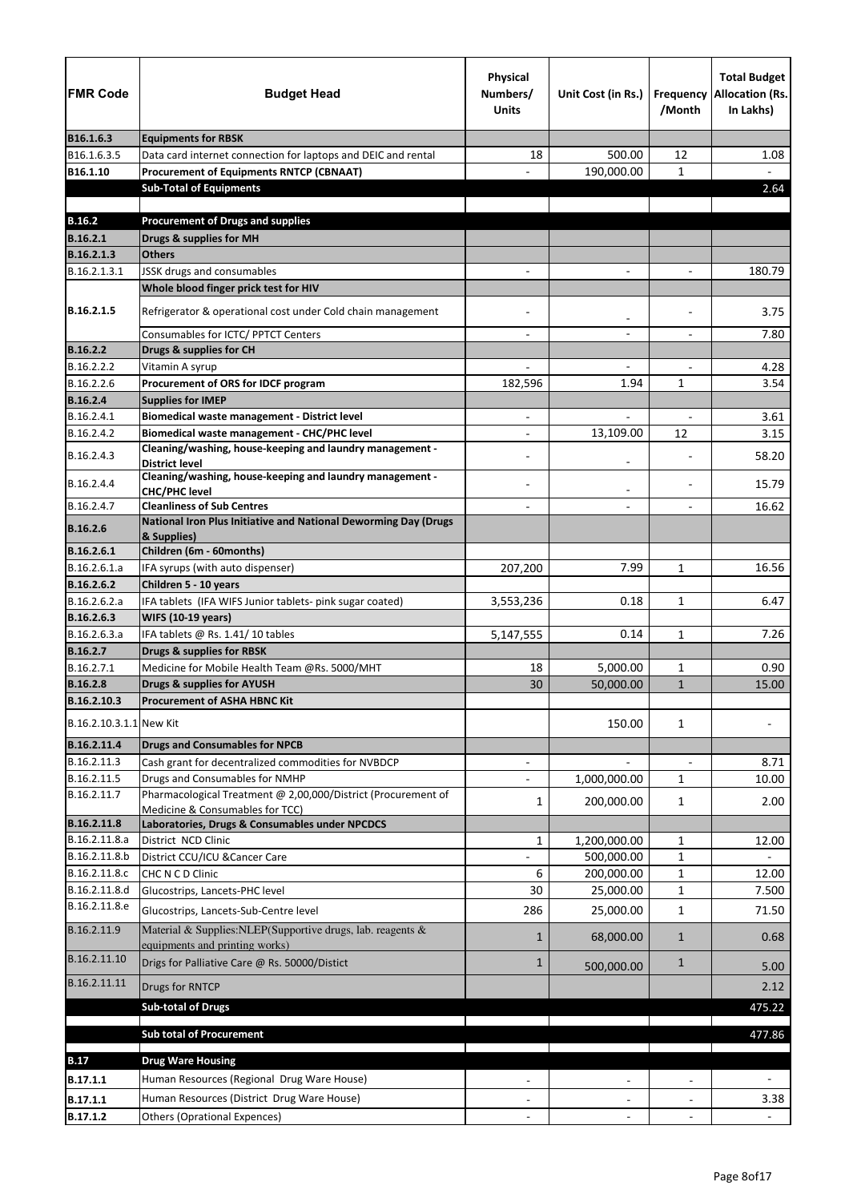| FMR Code | Budget Head | Physical Numbers/ Units | Unit Cost (in Rs.) | Frequency /Month | Total Budget Allocation (Rs. In Lakhs) |
|---|---|---|---|---|---|
| B16.1.6.3 | **Equipments for RBSK** | | | | |
| B16.1.6.3.5 | Data card internet connection for laptops and DEIC and rental | 18 | 500.00 | 12 | 1.08 |
| B16.1.10 | **Procurement of Equipments RNTCP (CBNAAT)** | - | 190,000.00 | 1 | - |
| | **Sub-Total of Equipments** | | | | 2.64 |
| | | | | | |
| **B.16.2** | **Procurement of Drugs and supplies** | | | | |
| **B.16.2.1** | **Drugs & supplies for MH** | | | | |
| **B.16.2.1.3** | **Others** | | | | |
| B.16.2.1.3.1 | JSSK drugs and consumables | - | - | - | 180.79 |
| **B.16.2.1.5** | **Whole blood finger prick test for HIV** | | | | |
| | Refrigerator & operational cost under Cold chain management | - | - | - | 3.75 |
| | Consumables for ICTC/ PPTCT Centers | - | - | - | 7.80 |
| **B.16.2.2** | **Drugs & supplies for CH** | | | | |
| B.16.2.2.2 | Vitamin A syrup | - | - | - | 4.28 |
| B.16.2.2.6 | **Procurement of ORS for IDCF program** | 182,596 | 1.94 | 1 | 3.54 |
| **B.16.2.4** | **Supplies for IMEP** | | | | |
| B.16.2.4.1 | **Biomedical waste management - District level** | - | - | - | 3.61 |
| B.16.2.4.2 | **Biomedical waste management - CHC/PHC level** | - | 13,109.00 | 12 | 3.15 |
| B.16.2.4.3 | **Cleaning/washing, house-keeping and laundry management - District level** | - | - | - | 58.20 |
| B.16.2.4.4 | **Cleaning/washing, house-keeping and laundry management - CHC/PHC level** | - | - | - | 15.79 |
| B.16.2.4.7 | **Cleanliness of Sub Centres** | - | - | - | 16.62 |
| **B.16.2.6** | **National Iron Plus Initiative and National Deworming Day (Drugs & Supplies)** | | | | |
| **B.16.2.6.1** | **Children (6m - 60months)** | | | | |
| B.16.2.6.1.a | IFA syrups (with auto dispenser) | 207,200 | 7.99 | 1 | 16.56 |
| **B.16.2.6.2** | **Children 5 - 10 years** | | | | |
| B.16.2.6.2.a | IFA tablets (IFA WIFS Junior tablets- pink sugar coated) | 3,553,236 | 0.18 | 1 | 6.47 |
| **B.16.2.6.3** | **WIFS (10-19 years)** | | | | |
| B.16.2.6.3.a | IFA tablets @ Rs. 1.41/ 10 tables | 5,147,555 | 0.14 | 1 | 7.26 |
| **B.16.2.7** | **Drugs & supplies for RBSK** | | | | |
| B.16.2.7.1 | Medicine for Mobile Health Team @Rs. 5000/MHT | 18 | 5,000.00 | 1 | 0.90 |
| **B.16.2.8** | **Drugs & supplies for AYUSH** | 30 | 50,000.00 | 1 | 15.00 |
| **B.16.2.10.3** | **Procurement of ASHA HBNC Kit** | | | | |
| B.16.2.10.3.1.1 | New Kit | | 150.00 | 1 | - |
| **B.16.2.11.4** | **Drugs and Consumables for NPCB** | | | | |
| B.16.2.11.3 | Cash grant for decentralized commodities for NVBDCP | - | - | - | 8.71 |
| B.16.2.11.5 | Drugs and Consumables for NMHP | - | 1,000,000.00 | 1 | 10.00 |
| B.16.2.11.7 | Pharmacological Treatment @ 2,00,000/District (Procurement of Medicine & Consumables for TCC) | 1 | 200,000.00 | 1 | 2.00 |
| **B.16.2.11.8** | **Laboratories, Drugs & Consumables under NPCDCS** | | | | |
| B.16.2.11.8.a | District NCD Clinic | 1 | 1,200,000.00 | 1 | 12.00 |
| B.16.2.11.8.b | District CCU/ICU &Cancer Care | - | 500,000.00 | 1 | - |
| B.16.2.11.8.c | CHC N C D Clinic | 6 | 200,000.00 | 1 | 12.00 |
| B.16.2.11.8.d | Glucostrips, Lancets-PHC level | 30 | 25,000.00 | 1 | 7.500 |
| B.16.2.11.8.e | Glucostrips, Lancets-Sub-Centre level | 286 | 25,000.00 | 1 | 71.50 |
| B.16.2.11.9 | Material & Supplies:NLEP(Supportive drugs, lab. reagents & equipments and printing works) | 1 | 68,000.00 | 1 | 0.68 |
| B.16.2.11.10 | Drigs for Palliative Care @ Rs. 50000/Distict | 1 | 500,000.00 | 1 | 5.00 |
| B.16.2.11.11 | Drugs for RNTCP | | | | 2.12 |
| | **Sub-total of Drugs** | | | | 475.22 |
| | | | | | |
| | **Sub total of Procurement** | | | | 477.86 |
| | | | | | |
| **B.17** | **Drug Ware Housing** | | | | |
| **B.17.1.1** | Human Resources (Regional Drug Ware House) | - | - | - | - |
| **B.17.1.1** | Human Resources (District Drug Ware House) | - | - | - | 3.38 |
| **B.17.1.2** | Others (Oprational Expences) | - | - | - | - |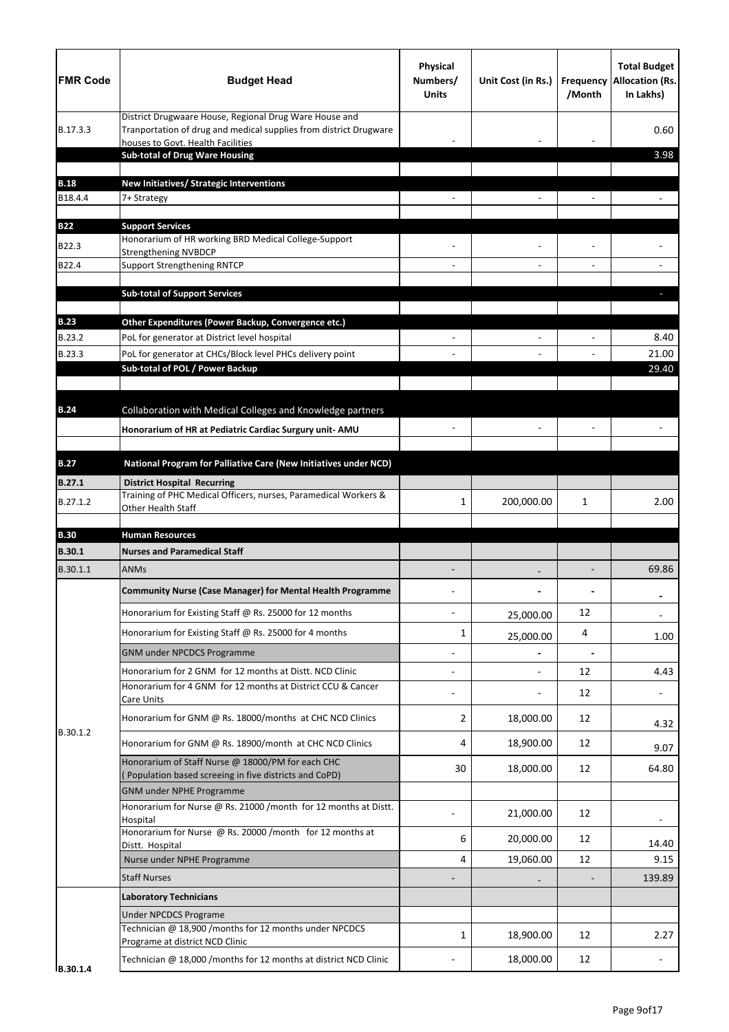| FMR Code | Budget Head | Physical Numbers/ Units | Unit Cost (in Rs.) | Frequency /Month | Total Budget Allocation (Rs. In Lakhs) |
|---|---|---|---|---|---|
| B.17.3.3 | District Drugwaare House, Regional Drug Ware House and Tranportation of drug and medical supplies from district Drugware houses to Govt. Health Facilities | - | - | - | 0.60 |
| | **Sub-total of Drug Ware Housing** | | | | 3.98 |
| | | | | | |
| **B.18** | **New Initiatives/ Strategic Interventions** | | | | |
| B18.4.4 | 7+ Strategy | - | - | - | - |
| | | | | | |
| **B22** | **Support Services** | | | | |
| B22.3 | Honorarium of HR working BRD Medical College-Support Strengthening NVBDCP | - | - | - | - |
| B22.4 | Support Strengthening RNTCP | - | - | - | - |
| | | | | | |
| | **Sub-total of Support Services** | | | | - |
| | | | | | |
| **B.23** | **Other Expenditures (Power Backup, Convergence etc.)** | | | | |
| B.23.2 | PoL for generator at District level hospital | - | - | - | 8.40 |
| B.23.3 | PoL for generator at CHCs/Block level PHCs delivery point | - | - | - | 21.00 |
| | **Sub-total of POL / Power Backup** | | | | 29.40 |
| | | | | | |
| **B.24** | Collaboration with Medical Colleges and Knowledge partners | | | | |
| | **Honorarium of HR at Pediatric Cardiac Surgury unit- AMU** | - | - | - | - |
| | | | | | |
| **B.27** | **National Program for Palliative Care (New Initiatives under NCD)** | | | | |
| **B.27.1** | **District Hospital Recurring** | | | | |
| B.27.1.2 | Training of PHC Medical Officers, nurses, Paramedical Workers & Other Health Staff | 1 | 200,000.00 | 1 | 2.00 |
| | | | | | |
| **B.30** | **Human Resources** | | | | |
| **B.30.1** | **Nurses and Paramedical Staff** | | | | |
| B.30.1.1 | ANMs | - | - | - | 69.86 |
| B.30.1.2 | **Community Nurse (Case Manager) for Mental Health Programme** | - | - | - | - |
| | Honorarium for Existing Staff @ Rs. 25000 for 12 months | - | 25,000.00 | 12 | - |
| | Honorarium for Existing Staff @ Rs. 25000 for 4 months | 1 | 25,000.00 | 4 | 1.00 |
| | GNM under NPCDCS Programme | - | - | - | |
| | Honorarium for 2 GNM for 12 months at Distt. NCD Clinic | - | - | 12 | 4.43 |
| | Honorarium for 4 GNM for 12 months at District CCU & Cancer Care Units | - | - | 12 | - |
| | Honorarium for GNM @ Rs. 18000/months at CHC NCD Clinics | 2 | 18,000.00 | 12 | 4.32 |
| | Honorarium for GNM @ Rs. 18900/month at CHC NCD Clinics | 4 | 18,900.00 | 12 | 9.07 |
| | Honorarium of Staff Nurse @ 18000/PM for each CHC ( Population based screeing in five districts and CoPD) | 30 | 18,000.00 | 12 | 64.80 |
| | GNM under NPHE Programme | | | | |
| | Honorarium for Nurse @ Rs. 21000 /month for 12 months at Distt. Hospital | - | 21,000.00 | 12 | - |
| | Honorarium for Nurse @ Rs. 20000 /month for 12 months at Distt. Hospital | 6 | 20,000.00 | 12 | 14.40 |
| | Nurse under NPHE Programme | 4 | 19,060.00 | 12 | 9.15 |
| | Staff Nurses | - | - | - | 139.89 |
| B.30.1.4 | **Laboratory Technicians** | | | | |
| | Under NPCDCS Programe | | | | |
| | Technician @ 18,900 /months for 12 months under NPCDCS Programe at district NCD Clinic | 1 | 18,900.00 | 12 | 2.27 |
| | Technician @ 18,000 /months for 12 months at district NCD Clinic | - | 18,000.00 | 12 | - |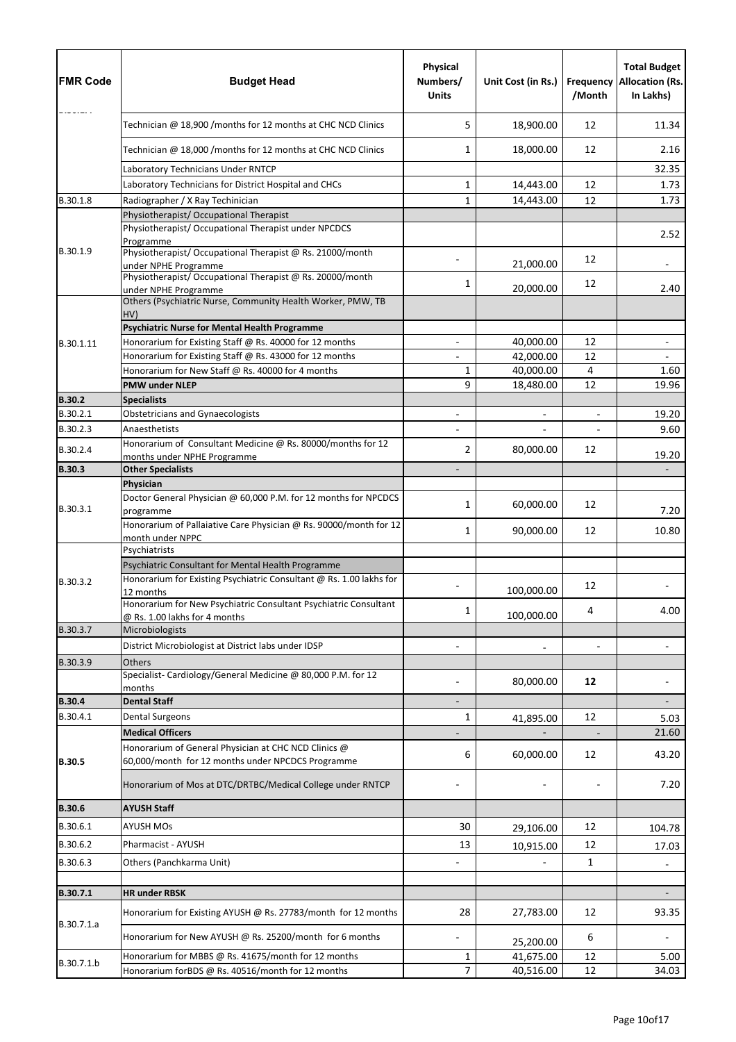| FMR Code | Budget Head | Physical Numbers/ Units | Unit Cost (in Rs.) | Frequency /Month | Total Budget Allocation (Rs. In Lakhs) |
|---|---|---|---|---|---|
| | Technician @ 18,900 /months for 12 months at CHC NCD Clinics | 5 | 18,900.00 | 12 | 11.34 |
| | Technician @ 18,000 /months for 12 months at CHC NCD Clinics | 1 | 18,000.00 | 12 | 2.16 |
| | Laboratory Technicians Under RNTCP | | | | 32.35 |
| | Laboratory Technicians for District Hospital and CHCs | 1 | 14,443.00 | 12 | 1.73 |
| B.30.1.8 | Radiographer / X Ray Techinician | 1 | 14,443.00 | 12 | 1.73 |
| B.30.1.9 | Physiotherapist/ Occupational Therapist | | | | |
| | Physiotherapist/ Occupational Therapist under NPCDCS Programme | | | | 2.52 |
| | Physiotherapist/ Occupational Therapist @ Rs. 21000/month under NPHE Programme | - | 21,000.00 | 12 | - |
| | Physiotherapist/ Occupational Therapist @ Rs. 20000/month under NPHE Programme | 1 | 20,000.00 | 12 | 2.40 |
| B.30.1.11 | Others (Psychiatric Nurse, Community Health Worker, PMW, TB HV) | | | | |
| | **Psychiatric Nurse for Mental Health Programme** | | | | |
| | Honorarium for Existing Staff @ Rs. 40000 for 12 months | - | 40,000.00 | 12 | - |
| | Honorarium for Existing Staff @ Rs. 43000 for 12 months | - | 42,000.00 | 12 | - |
| | Honorarium for New Staff @ Rs. 40000 for 4 months | 1 | 40,000.00 | 4 | 1.60 |
| | **PMW under NLEP** | 9 | 18,480.00 | 12 | 19.96 |
| **B.30.2** | **Specialists** | | | | |
| B.30.2.1 | Obstetricians and Gynaecologists | - | - | - | 19.20 |
| B.30.2.3 | Anaesthetists | - | - | - | 9.60 |
| B.30.2.4 | Honorarium of Consultant Medicine @ Rs. 80000/months for 12 months under NPHE Programme | 2 | 80,000.00 | 12 | 19.20 |
| **B.30.3** | **Other Specialists** | - | | | - |
| B.30.3.1 | **Physician** | | | | |
| | Doctor General Physician @ 60,000 P.M. for 12 months for NPCDCS programme | 1 | 60,000.00 | 12 | 7.20 |
| | Honorarium of Pallaiative Care Physician @ Rs. 90000/month for 12 month under NPPC | 1 | 90,000.00 | 12 | 10.80 |
| B.30.3.2 | Psychiatrists | | | | |
| | Psychiatric Consultant for Mental Health Programme | | | | |
| | Honorarium for Existing Psychiatric Consultant @ Rs. 1.00 lakhs for 12 months | - | 100,000.00 | 12 | - |
| | Honorarium for New Psychiatric Consultant Psychiatric Consultant @ Rs. 1.00 lakhs for 4 months | 1 | 100,000.00 | 4 | 4.00 |
| B.30.3.7 | Microbiologists | | | | |
| | District Microbiologist at District labs under IDSP | - | - | - | - |
| B.30.3.9 | Others | | | | |
| | Specialist- Cardiology/General Medicine @ 80,000 P.M. for 12 months | - | 80,000.00 | **12** | - |
| **B.30.4** | **Dental Staff** | - | | | - |
| B.30.4.1 | Dental Surgeons | 1 | 41,895.00 | 12 | 5.03 |
| **B.30.5** | **Medical Officers** | - | - | - | 21.60 |
| | Honorarium of General Physician at CHC NCD Clinics @ 60,000/month for 12 months under NPCDCS Programme | 6 | 60,000.00 | 12 | 43.20 |
| | Honorarium of Mos at DTC/DRTBC/Medical College under RNTCP | - | - | - | 7.20 |
| **B.30.6** | **AYUSH Staff** | | | | |
| B.30.6.1 | AYUSH MOs | 30 | 29,106.00 | 12 | 104.78 |
| B.30.6.2 | Pharmacist - AYUSH | 13 | 10,915.00 | 12 | 17.03 |
| B.30.6.3 | Others (Panchkarma Unit) | - | - | 1 | - |
| | | | | | |
| **B.30.7.1** | **HR under RBSK** | | | | - |
| B.30.7.1.a | Honorarium for Existing AYUSH @ Rs. 27783/month for 12 months | 28 | 27,783.00 | 12 | 93.35 |
| | Honorarium for New AYUSH @ Rs. 25200/month for 6 months | - | 25,200.00 | 6 | - |
| B.30.7.1.b | Honorarium for MBBS @ Rs. 41675/month for 12 months | 1 | 41,675.00 | 12 | 5.00 |
| | Honorarium forBDS @ Rs. 40516/month for 12 months | 7 | 40,516.00 | 12 | 34.03 |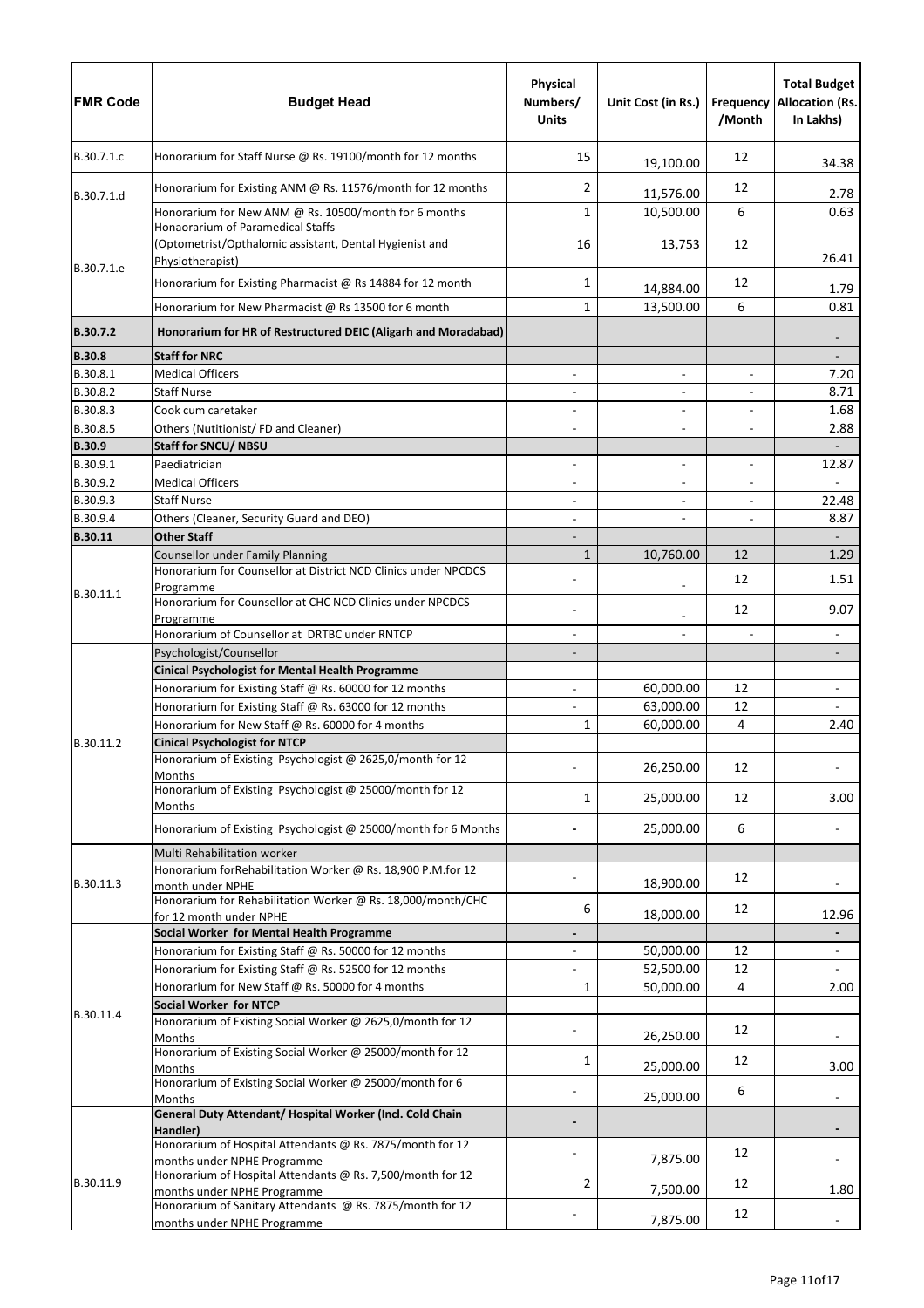| FMR Code | Budget Head | Physical Numbers/ Units | Unit Cost (in Rs.) | Frequency /Month | Total Budget Allocation (Rs. In Lakhs) |
|---|---|---|---|---|---|
| B.30.7.1.c | Honorarium for Staff Nurse @ Rs. 19100/month for 12 months | 15 | 19,100.00 | 12 | 34.38 |
| B.30.7.1.d | Honorarium for Existing ANM @ Rs. 11576/month for 12 months | 2 | 11,576.00 | 12 | 2.78 |
| | Honorarium for New ANM @ Rs. 10500/month for 6 months | 1 | 10,500.00 | 6 | 0.63 |
| B.30.7.1.e | Honaorarium of Paramedical Staffs (Optometrist/Opthalomic assistant, Dental Hygienist and Physiotherapist) | 16 | 13,753 | 12 | 26.41 |
| | Honorarium for Existing Pharmacist @ Rs 14884 for 12 month | 1 | 14,884.00 | 12 | 1.79 |
| | Honorarium for New Pharmacist @ Rs 13500 for 6 month | 1 | 13,500.00 | 6 | 0.81 |
| **B.30.7.2** | **Honorarium for HR of Restructured DEIC (Aligarh and Moradabad)** | | | | - |
| **B.30.8** | **Staff for NRC** | | | | - |
| B.30.8.1 | Medical Officers | - | - | - | 7.20 |
| B.30.8.2 | Staff Nurse | - | - | - | 8.71 |
| B.30.8.3 | Cook cum caretaker | - | - | - | 1.68 |
| B.30.8.5 | Others (Nutitionist/ FD and Cleaner) | - | - | - | 2.88 |
| **B.30.9** | **Staff for SNCU/ NBSU** | | | | - |
| B.30.9.1 | Paediatrician | - | - | - | 12.87 |
| B.30.9.2 | Medical Officers | - | - | - | - |
| B.30.9.3 | Staff Nurse | - | - | - | 22.48 |
| B.30.9.4 | Others (Cleaner, Security Guard and DEO) | - | - | - | 8.87 |
| **B.30.11** | **Other Staff** | - | | | - |
| B.30.11.1 | Counsellor under Family Planning | 1 | 10,760.00 | 12 | 1.29 |
| | Honorarium for Counsellor at District NCD Clinics under NPCDCS Programme | - | - | 12 | 1.51 |
| | Honorarium for Counsellor at CHC NCD Clinics under NPCDCS Programme | - | - | 12 | 9.07 |
| | Honorarium of Counsellor at DRTBC under RNTCP | - | - | - | - |
| B.30.11.2 | Psychologist/Counsellor | - | | | - |
| | **Cinical Psychologist for Mental Health Programme** | | | | |
| | Honorarium for Existing Staff @ Rs. 60000 for 12 months | - | 60,000.00 | 12 | - |
| | Honorarium for Existing Staff @ Rs. 63000 for 12 months | - | 63,000.00 | 12 | - |
| | Honorarium for New Staff @ Rs. 60000 for 4 months | 1 | 60,000.00 | 4 | 2.40 |
| | **Cinical Psychologist for NTCP** | | | | |
| | Honorarium of Existing Psychologist @ 2625,0/month for 12 Months | - | 26,250.00 | 12 | - |
| | Honorarium of Existing Psychologist @ 25000/month for 12 Months | 1 | 25,000.00 | 12 | 3.00 |
| | Honorarium of Existing Psychologist @ 25000/month for 6 Months | - | 25,000.00 | 6 | - |
| B.30.11.3 | Multi Rehabilitation worker | | | | |
| | Honorarium forRehabilitation Worker @ Rs. 18,900 P.M.for 12 month under NPHE | - | 18,900.00 | 12 | - |
| | Honorarium for Rehabilitation Worker @ Rs. 18,000/month/CHC for 12 month under NPHE | 6 | 18,000.00 | 12 | 12.96 |
| B.30.11.4 | **Social Worker for Mental Health Programme** | - | | | - |
| | Honorarium for Existing Staff @ Rs. 50000 for 12 months | - | 50,000.00 | 12 | - |
| | Honorarium for Existing Staff @ Rs. 52500 for 12 months | - | 52,500.00 | 12 | - |
| | Honorarium for New Staff @ Rs. 50000 for 4 months | 1 | 50,000.00 | 4 | 2.00 |
| | **Social Worker for NTCP** | | | | |
| | Honorarium of Existing Social Worker @ 2625,0/month for 12 Months | - | 26,250.00 | 12 | - |
| | Honorarium of Existing Social Worker @ 25000/month for 12 Months | 1 | 25,000.00 | 12 | 3.00 |
| | Honorarium of Existing Social Worker @ 25000/month for 6 Months | - | 25,000.00 | 6 | - |
| B.30.11.9 | **General Duty Attendant/ Hospital Worker (Incl. Cold Chain Handler)** | - | | | - |
| | Honorarium of Hospital Attendants @ Rs. 7875/month for 12 months under NPHE Programme | - | 7,875.00 | 12 | - |
| | Honorarium of Hospital Attendants @ Rs. 7,500/month for 12 months under NPHE Programme | 2 | 7,500.00 | 12 | 1.80 |
| | Honorarium of Sanitary Attendants @ Rs. 7875/month for 12 months under NPHE Programme | - | 7,875.00 | 12 | - |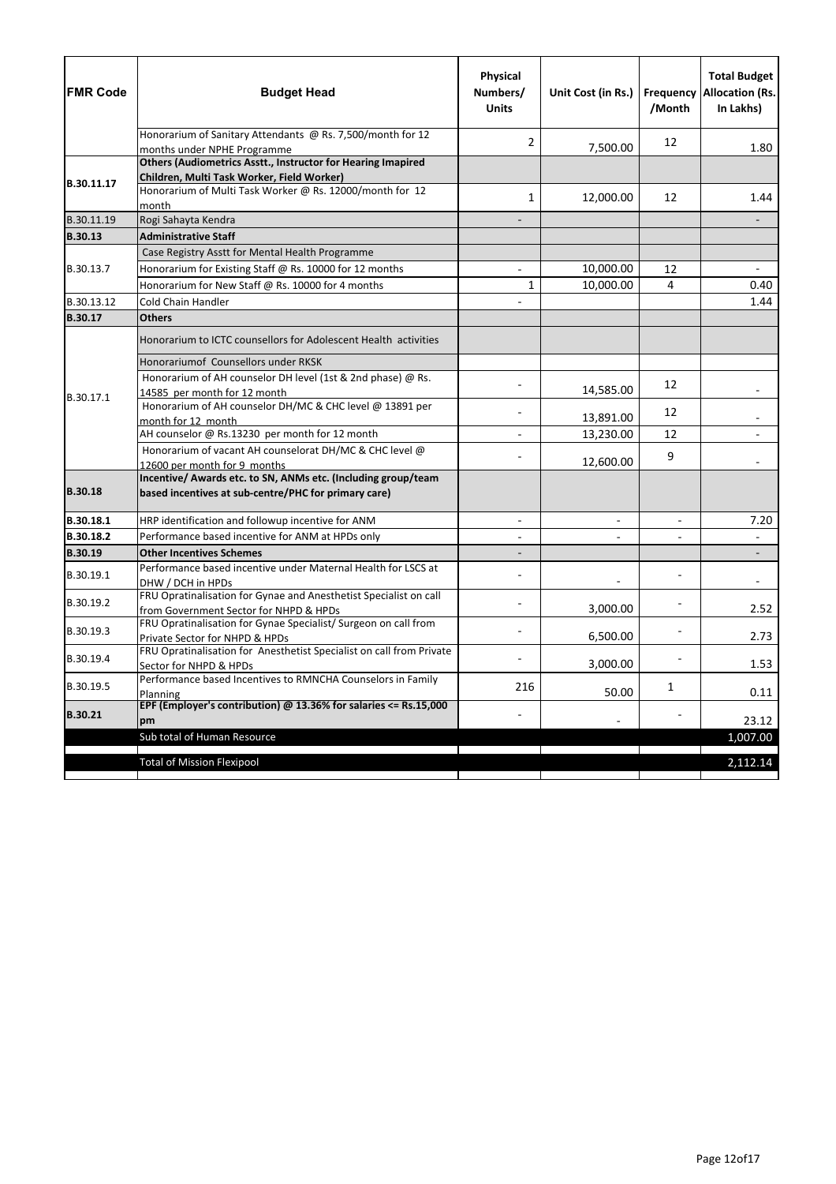| FMR Code | Budget Head | Physical Numbers/ Units | Unit Cost (in Rs.) | Frequency /Month | Total Budget Allocation (Rs. In Lakhs) |
|---|---|---|---|---|---|
| | Honorarium of Sanitary Attendants @ Rs. 7,500/month for 12 months under NPHE Programme | 2 | 7,500.00 | 12 | 1.80 |
| B.30.11.17 | **Others (Audiometrics Asstt., Instructor for Hearing Imapired Children, Multi Task Worker, Field Worker)** | | | | |
| | Honorarium of Multi Task Worker @ Rs. 12000/month for 12 month | 1 | 12,000.00 | 12 | 1.44 |
| B.30.11.19 | Rogi Sahayta Kendra | - | | | - |
| **B.30.13** | **Administrative Staff** | | | | |
| B.30.13.7 | Case Registry Asstt for Mental Health Programme | | | | |
| | Honorarium for Existing Staff @ Rs. 10000 for 12 months | - | 10,000.00 | 12 | - |
| | Honorarium for New Staff @ Rs. 10000 for 4 months | 1 | 10,000.00 | 4 | 0.40 |
| B.30.13.12 | Cold Chain Handler | - | | | 1.44 |
| **B.30.17** | **Others** | | | | |
| B.30.17.1 | Honorarium to ICTC counsellors for Adolescent Health activities | | | | |
| | Honorariumof Counsellors under RKSK | | | | |
| | Honorarium of AH counselor DH level (1st & 2nd phase) @ Rs. 14585 per month for 12 month | - | 14,585.00 | 12 | - |
| | Honorarium of AH counselor DH/MC & CHC level @ 13891 per month for 12 month | - | 13,891.00 | 12 | - |
| | AH counselor @ Rs.13230 per month for 12 month | - | 13,230.00 | 12 | - |
| | Honorarium of vacant AH counselorat DH/MC & CHC level @ 12600 per month for 9 months | - | 12,600.00 | 9 | - |
| **B.30.18** | **Incentive/ Awards etc. to SN, ANMs etc. (Including group/team based incentives at sub-centre/PHC for primary care)** | | | | |
| **B.30.18.1** | HRP identification and followup incentive for ANM | - | - | - | 7.20 |
| **B.30.18.2** | Performance based incentive for ANM at HPDs only | - | - | - | - |
| **B.30.19** | **Other Incentives Schemes** | - | | | - |
| B.30.19.1 | Performance based incentive under Maternal Health for LSCS at DHW / DCH in HPDs | - | - | - | - |
| B.30.19.2 | FRU Opratinalisation for Gynae and Anesthetist Specialist on call from Government Sector for NHPD & HPDs | - | 3,000.00 | - | 2.52 |
| B.30.19.3 | FRU Opratinalisation for Gynae Specialist/ Surgeon on call from Private Sector for NHPD & HPDs | - | 6,500.00 | - | 2.73 |
| B.30.19.4 | FRU Opratinalisation for Anesthetist Specialist on call from Private Sector for NHPD & HPDs | - | 3,000.00 | - | 1.53 |
| B.30.19.5 | Performance based Incentives to RMNCHA Counselors in Family Planning | 216 | 50.00 | 1 | 0.11 |
| **B.30.21** | **EPF (Employer's contribution) @ 13.36% for salaries <= Rs.15,000 pm** | - | - | - | 23.12 |
| | Sub total of Human Resource | | | | 1,007.00 |
| | Total of Mission Flexipool | | | | 2,112.14 |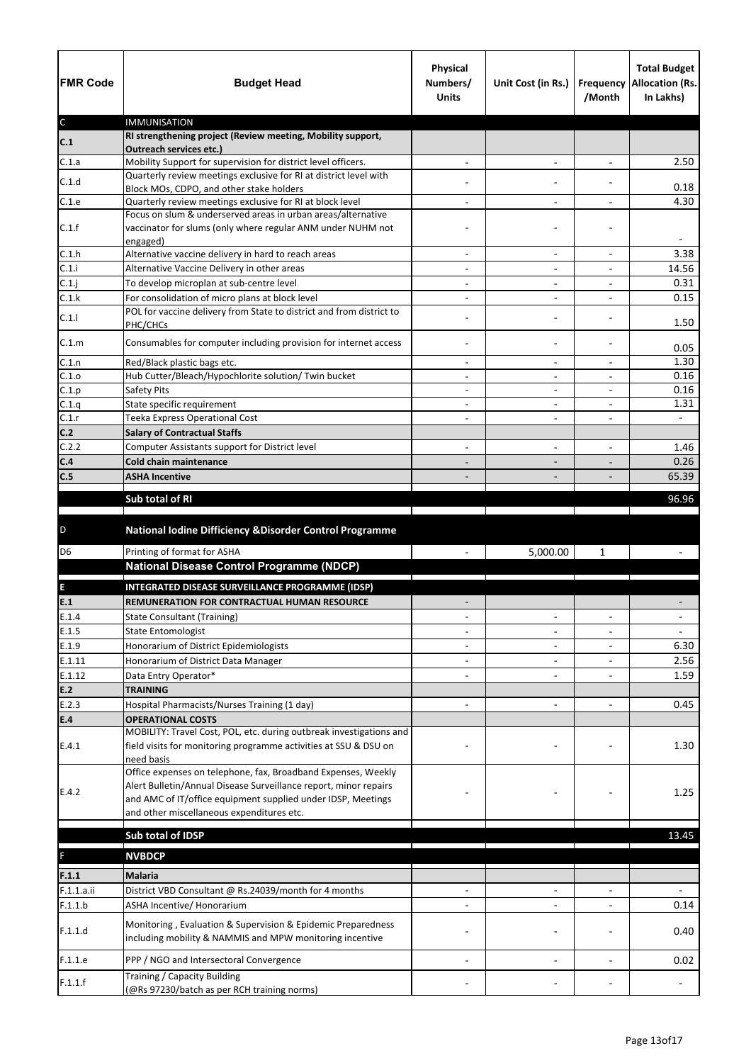| FMR Code | Budget Head | Physical Numbers/ Units | Unit Cost (in Rs.) | Frequency /Month | Total Budget Allocation (Rs. In Lakhs) |
|---|---|---|---|---|---|
| C | IMMUNISATION | | | | |
| **C.1** | **RI strengthening project (Review meeting, Mobility support, Outreach services etc.)** | | | | |
| C.1.a | Mobility Support for supervision for district level officers. | - | - | - | 2.50 |
| C.1.d | Quarterly review meetings exclusive for RI at district level with Block MOs, CDPO, and other stake holders | - | - | - | 0.18 |
| C.1.e | Quarterly review meetings exclusive for RI at block level | - | - | - | 4.30 |
| C.1.f | Focus on slum & underserved areas in urban areas/alternative vaccinator for slums (only where regular ANM under NUHM not engaged) | - | - | - | - |
| C.1.h | Alternative vaccine delivery in hard to reach areas | - | - | - | 3.38 |
| C.1.i | Alternative Vaccine Delivery in other areas | - | - | - | 14.56 |
| C.1.j | To develop microplan at sub-centre level | - | - | - | 0.31 |
| C.1.k | For consolidation of micro plans at block level | - | - | - | 0.15 |
| C.1.l | POL for vaccine delivery from State to district and from district to PHC/CHCs | - | - | - | 1.50 |
| C.1.m | Consumables for computer including provision for internet access | - | - | - | 0.05 |
| C.1.n | Red/Black plastic bags etc. | - | - | - | 1.30 |
| C.1.o | Hub Cutter/Bleach/Hypochlorite solution/ Twin bucket | - | - | - | 0.16 |
| C.1.p | Safety Pits | - | - | - | 0.16 |
| C.1.q | State specific requirement | - | - | - | 1.31 |
| C.1.r | Teeka Express Operational Cost | - | - | - | - |
| **C.2** | **Salary of Contractual Staffs** | | | | |
| C.2.2 | Computer Assistants support for District level | - | - | - | 1.46 |
| **C.4** | **Cold chain maintenance** | - | - | - | 0.26 |
| **C.5** | **ASHA Incentive** | - | - | - | 65.39 |
| | **Sub total of RI** | | | | 96.96 |
| D | **National Iodine Difficiency &Disorder Control Programme** | | | | |
| D6 | Printing of format for ASHA | - | 5,000.00 | 1 | - |
| | **National Disease Control Programme (NDCP)** | | | | |
| **E** | **INTEGRATED DISEASE SURVEILLANCE PROGRAMME (IDSP)** | | | | |
| **E.1** | **REMUNERATION FOR CONTRACTUAL HUMAN RESOURCE** | - | | | - |
| E.1.4 | State Consultant (Training) | - | - | - | - |
| E.1.5 | State Entomologist | - | - | - | - |
| E.1.9 | Honorarium of District Epidemiologists | - | - | - | 6.30 |
| E.1.11 | Honorarium of District Data Manager | - | - | - | 2.56 |
| E.1.12 | Data Entry Operator* | - | - | - | 1.59 |
| **E.2** | **TRAINING** | | | | |
| E.2.3 | Hospital Pharmacists/Nurses Training (1 day) | - | - | - | 0.45 |
| **E.4** | **OPERATIONAL COSTS** | | | | |
| E.4.1 | MOBILITY: Travel Cost, POL, etc. during outbreak investigations and field visits for monitoring programme activities at SSU & DSU on need basis | - | - | - | 1.30 |
| E.4.2 | Office expenses on telephone, fax, Broadband Expenses, Weekly Alert Bulletin/Annual Disease Surveillance report, minor repairs and AMC of IT/office equipment supplied under IDSP, Meetings and other miscellaneous expenditures etc. | - | - | - | 1.25 |
| | **Sub total of IDSP** | | | | 13.45 |
| F | **NVBDCP** | | | | |
| **F.1.1** | **Malaria** | | | | |
| F.1.1.a.ii | District VBD Consultant @ Rs.24039/month for 4 months | - | - | - | - |
| F.1.1.b | ASHA Incentive/ Honorarium | - | - | - | 0.14 |
| F.1.1.d | Monitoring , Evaluation & Supervision & Epidemic Preparedness including mobility & NAMMIS and MPW monitoring incentive | - | - | - | 0.40 |
| F.1.1.e | PPP / NGO and Intersectoral Convergence | - | - | - | 0.02 |
| F.1.1.f | Training / Capacity Building (@Rs 97230/batch as per RCH training norms) | - | - | - | - |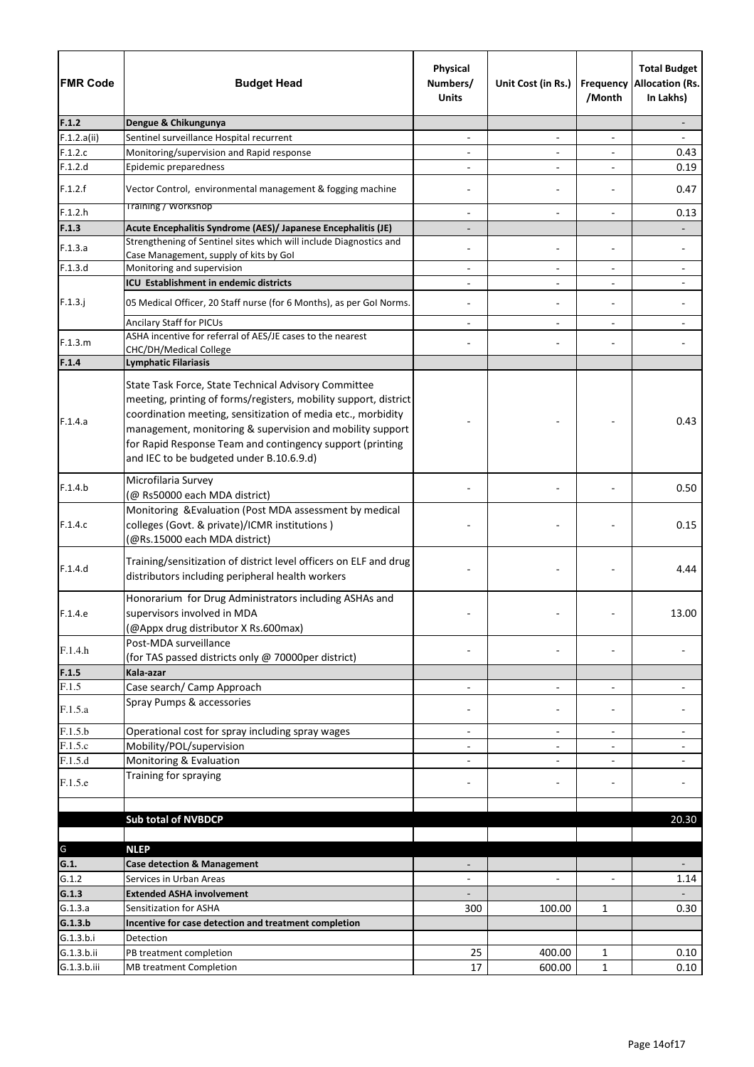| FMR Code | Budget Head | Physical Numbers/ Units | Unit Cost (in Rs.) | Frequency /Month | Total Budget Allocation (Rs. In Lakhs) |
|---|---|---|---|---|---|
| **F.1.2** | **Dengue & Chikungunya** | | | | - |
| F.1.2.a(ii) | Sentinel surveillance Hospital recurrent | - | - | - | - |
| F.1.2.c | Monitoring/supervision and Rapid response | - | - | - | 0.43 |
| F.1.2.d | Epidemic preparedness | - | - | - | 0.19 |
| F.1.2.f | Vector Control, environmental management & fogging machine | - | - | - | 0.47 |
| F.1.2.h | Training / Workshop | - | - | - | 0.13 |
| **F.1.3** | **Acute Encephalitis Syndrome (AES)/ Japanese Encephalitis (JE)** | - | | | - |
| F.1.3.a | Strengthening of Sentinel sites which will include Diagnostics and Case Management, supply of kits by GoI | - | - | - | - |
| F.1.3.d | Monitoring and supervision | - | - | - | - |
| | **ICU Establishment in endemic districts** | - | - | - | - |
| F.1.3.j | 05 Medical Officer, 20 Staff nurse (for 6 Months), as per GoI Norms. | - | - | - | - |
| | Ancilary Staff for PICUs | - | - | - | - |
| F.1.3.m | ASHA incentive for referral of AES/JE cases to the nearest CHC/DH/Medical College | - | - | - | - |
| **F.1.4** | **Lymphatic Filariasis** | | | | |
| F.1.4.a | State Task Force, State Technical Advisory Committee meeting, printing of forms/registers, mobility support, district coordination meeting, sensitization of media etc., morbidity management, monitoring & supervision and mobility support for Rapid Response Team and contingency support (printing and IEC to be budgeted under B.10.6.9.d) | - | - | - | 0.43 |
| F.1.4.b | Microfilaria Survey (@ Rs50000 each MDA district) | - | - | - | 0.50 |
| F.1.4.c | Monitoring &Evaluation (Post MDA assessment by medical colleges (Govt. & private)/ICMR institutions ) (@Rs.15000 each MDA district) | - | - | - | 0.15 |
| F.1.4.d | Training/sensitization of district level officers on ELF and drug distributors including peripheral health workers | - | - | - | 4.44 |
| F.1.4.e | Honorarium for Drug Administrators including ASHAs and supervisors involved in MDA (@Appx drug distributor X Rs.600max) | - | - | - | 13.00 |
| F.1.4.h | Post-MDA surveillance (for TAS passed districts only @ 70000per district) | - | - | - | - |
| **F.1.5** | **Kala-azar** | | | | |
| F.1.5 | Case search/ Camp Approach | - | - | - | - |
| F.1.5.a | Spray Pumps & accessories | - | - | - | - |
| F.1.5.b | Operational cost for spray including spray wages | - | - | - | - |
| F.1.5.c | Mobility/POL/supervision | - | - | - | - |
| F.1.5.d | Monitoring & Evaluation | - | - | - | - |
| F.1.5.e | Training for spraying | - | - | - | - |
| | | | | | |
| | **Sub total of NVBDCP** | | | | 20.30 |
| | | | | | |
| G | **NLEP** | | | | |
| **G.1.** | **Case detection & Management** | - | | | - |
| G.1.2 | Services in Urban Areas | - | - | - | 1.14 |
| **G.1.3** | **Extended ASHA involvement** | - | | | - |
| G.1.3.a | Sensitization for ASHA | 300 | 100.00 | 1 | 0.30 |
| **G.1.3.b** | **Incentive for case detection and treatment completion** | | | | |
| G.1.3.b.i | Detection | | | | |
| G.1.3.b.ii | PB treatment completion | 25 | 400.00 | 1 | 0.10 |
| G.1.3.b.iii | MB treatment Completion | 17 | 600.00 | 1 | 0.10 |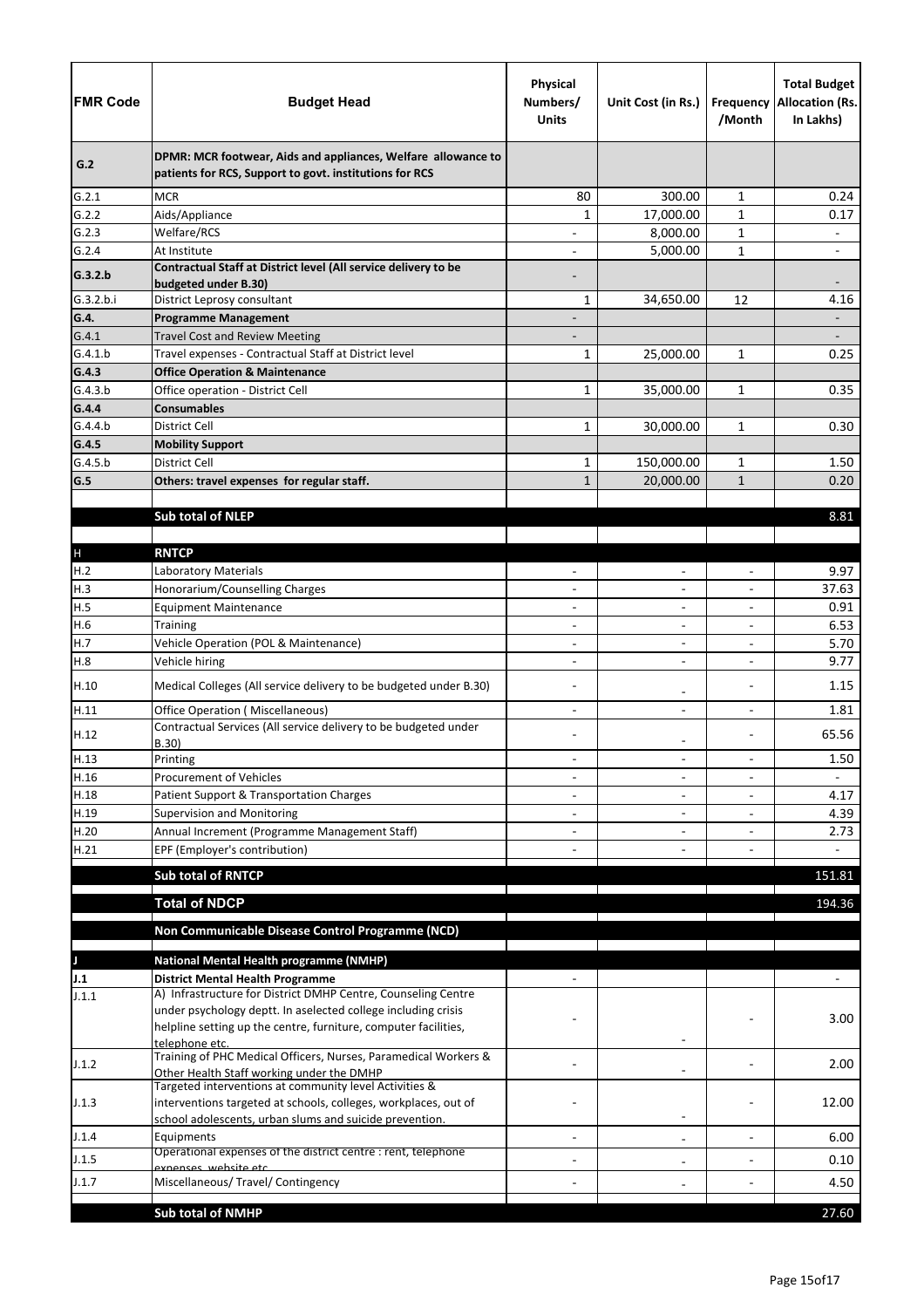| FMR Code | Budget Head | Physical Numbers/ Units | Unit Cost (in Rs.) | Frequency /Month | Total Budget Allocation (Rs. In Lakhs) |
|---|---|---|---|---|---|
| **G.2** | **DPMR: MCR footwear, Aids and appliances, Welfare allowance to patients for RCS, Support to govt. institutions for RCS** | | | | |
| G.2.1 | MCR | 80 | 300.00 | 1 | 0.24 |
| G.2.2 | Aids/Appliance | 1 | 17,000.00 | 1 | 0.17 |
| G.2.3 | Welfare/RCS | - | 8,000.00 | 1 | - |
| G.2.4 | At Institute | - | 5,000.00 | 1 | - |
| **G.3.2.b** | **Contractual Staff at District level (All service delivery to be budgeted under B.30)** | - | | | - |
| G.3.2.b.i | District Leprosy consultant | 1 | 34,650.00 | 12 | 4.16 |
| **G.4.** | **Programme Management** | - | | | - |
| G.4.1 | Travel Cost and Review Meeting | - | | | - |
| G.4.1.b | Travel expenses - Contractual Staff at District level | 1 | 25,000.00 | 1 | 0.25 |
| **G.4.3** | **Office Operation & Maintenance** | | | | |
| G.4.3.b | Office operation - District Cell | 1 | 35,000.00 | 1 | 0.35 |
| **G.4.4** | **Consumables** | | | | |
| G.4.4.b | District Cell | 1 | 30,000.00 | 1 | 0.30 |
| **G.4.5** | **Mobility Support** | | | | |
| G.4.5.b | District Cell | 1 | 150,000.00 | 1 | 1.50 |
| **G.5** | **Others: travel expenses for regular staff.** | 1 | 20,000.00 | 1 | 0.20 |
| | **Sub total of NLEP** | | | | 8.81 |
| H | **RNTCP** | | | | |
| H.2 | Laboratory Materials | - | - | - | 9.97 |
| H.3 | Honorarium/Counselling Charges | - | - | - | 37.63 |
| H.5 | Equipment Maintenance | - | - | - | 0.91 |
| H.6 | Training | - | - | - | 6.53 |
| H.7 | Vehicle Operation (POL & Maintenance) | - | - | - | 5.70 |
| H.8 | Vehicle hiring | - | - | - | 9.77 |
| H.10 | Medical Colleges (All service delivery to be budgeted under B.30) | - | - | - | 1.15 |
| H.11 | Office Operation ( Miscellaneous) | - | - | - | 1.81 |
| H.12 | Contractual Services (All service delivery to be budgeted under B.30) | - | - | - | 65.56 |
| H.13 | Printing | - | - | - | 1.50 |
| H.16 | Procurement of Vehicles | - | - | - | - |
| H.18 | Patient Support & Transportation Charges | - | - | - | 4.17 |
| H.19 | Supervision and Monitoring | - | - | - | 4.39 |
| H.20 | Annual Increment (Programme Management Staff) | - | - | - | 2.73 |
| H.21 | EPF (Employer's contribution) | - | - | - | - |
| | **Sub total of RNTCP** | | | | 151.81 |
| | **Total of NDCP** | | | | 194.36 |
| | **Non Communicable Disease Control Programme (NCD)** | | | | |
| **J** | **National Mental Health programme (NMHP)** | | | | |
| **J.1** | **District Mental Health Programme** | - | | | - |
| J.1.1 | A) Infrastructure for District DMHP Centre, Counseling Centre under psychology deptt. In aselected college including crisis helpline setting up the centre, furniture, computer facilities, telephone etc. | - | - | - | 3.00 |
| J.1.2 | Training of PHC Medical Officers, Nurses, Paramedical Workers & Other Health Staff working under the DMHP | - | - | - | 2.00 |
| J.1.3 | Targeted interventions at community level Activities & interventions targeted at schools, colleges, workplaces, out of school adolescents, urban slums and suicide prevention. | - | - | - | 12.00 |
| J.1.4 | Equipments | - | - | - | 6.00 |
| J.1.5 | Operational expenses of the district centre : rent, telephone expenses, website etc | - | - | - | 0.10 |
| J.1.7 | Miscellaneous/ Travel/ Contingency | - | - | - | 4.50 |
| | **Sub total of NMHP** | | | | 27.60 |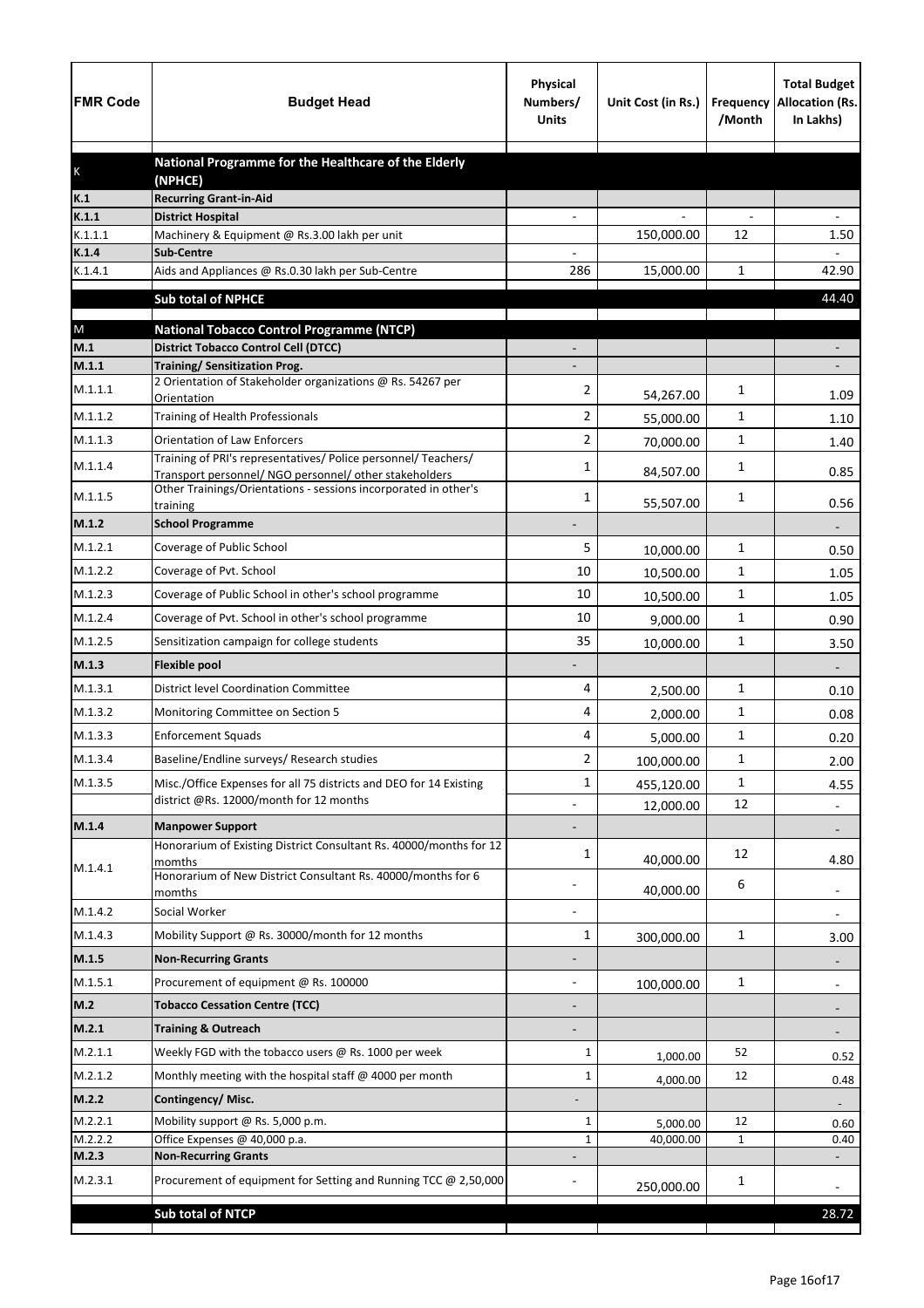| FMR Code | Budget Head | Physical Numbers/ Units | Unit Cost (in Rs.) | Frequency /Month | Total Budget Allocation (Rs. In Lakhs) |
|---|---|---|---|---|---|
| K | **National Programme for the Healthcare of the Elderly (NPHCE)** | | | | |
| **K.1** | **Recurring Grant-in-Aid** | | | | |
| **K.1.1** | **District Hospital** | - | - | - | - |
| K.1.1.1 | Machinery & Equipment @ Rs.3.00 lakh per unit | | 150,000.00 | 12 | 1.50 |
| **K.1.4** | **Sub-Centre** | - | | | - |
| K.1.4.1 | Aids and Appliances @ Rs.0.30 lakh per Sub-Centre | 286 | 15,000.00 | 1 | 42.90 |
| | **Sub total of NPHCE** | | | | 44.40 |
| M | **National Tobacco Control Programme (NTCP)** | | | | |
| **M.1** | **District Tobacco Control Cell (DTCC)** | - | | | - |
| **M.1.1** | **Training/ Sensitization Prog.** | - | | | - |
| M.1.1.1 | 2 Orientation of Stakeholder organizations @ Rs. 54267 per Orientation | 2 | 54,267.00 | 1 | 1.09 |
| M.1.1.2 | Training of Health Professionals | 2 | 55,000.00 | 1 | 1.10 |
| M.1.1.3 | Orientation of Law Enforcers | 2 | 70,000.00 | 1 | 1.40 |
| M.1.1.4 | Training of PRI's representatives/ Police personnel/ Teachers/ Transport personnel/ NGO personnel/ other stakeholders | 1 | 84,507.00 | 1 | 0.85 |
| M.1.1.5 | Other Trainings/Orientations - sessions incorporated in other's training | 1 | 55,507.00 | 1 | 0.56 |
| **M.1.2** | **School Programme** | - | | | - |
| M.1.2.1 | Coverage of Public School | 5 | 10,000.00 | 1 | 0.50 |
| M.1.2.2 | Coverage of Pvt. School | 10 | 10,500.00 | 1 | 1.05 |
| M.1.2.3 | Coverage of Public School in other's school programme | 10 | 10,500.00 | 1 | 1.05 |
| M.1.2.4 | Coverage of Pvt. School in other's school programme | 10 | 9,000.00 | 1 | 0.90 |
| M.1.2.5 | Sensitization campaign for college students | 35 | 10,000.00 | 1 | 3.50 |
| **M.1.3** | **Flexible pool** | - | | | - |
| M.1.3.1 | District level Coordination Committee | 4 | 2,500.00 | 1 | 0.10 |
| M.1.3.2 | Monitoring Committee on Section 5 | 4 | 2,000.00 | 1 | 0.08 |
| M.1.3.3 | Enforcement Squads | 4 | 5,000.00 | 1 | 0.20 |
| M.1.3.4 | Baseline/Endline surveys/ Research studies | 2 | 100,000.00 | 1 | 2.00 |
| M.1.3.5 | Misc./Office Expenses for all 75 districts and DEO for 14 Existing district @Rs. 12000/month for 12 months | 1 | 455,120.00 | 1 | 4.55 |
| | | - | 12,000.00 | 12 | - |
| **M.1.4** | **Manpower Support** | - | | | - |
| M.1.4.1 | Honorarium of Existing District Consultant Rs. 40000/months for 12 momths | 1 | 40,000.00 | 12 | 4.80 |
| | Honorarium of New District Consultant Rs. 40000/months for 6 momths | - | 40,000.00 | 6 | - |
| M.1.4.2 | Social Worker | - | | | - |
| M.1.4.3 | Mobility Support @ Rs. 30000/month for 12 months | 1 | 300,000.00 | 1 | 3.00 |
| **M.1.5** | **Non-Recurring Grants** | - | | | - |
| M.1.5.1 | Procurement of equipment @ Rs. 100000 | - | 100,000.00 | 1 | - |
| **M.2** | **Tobacco Cessation Centre (TCC)** | - | | | - |
| **M.2.1** | **Training & Outreach** | - | | | - |
| M.2.1.1 | Weekly FGD with the tobacco users @ Rs. 1000 per week | 1 | 1,000.00 | 52 | 0.52 |
| M.2.1.2 | Monthly meeting with the hospital staff @ 4000 per month | 1 | 4,000.00 | 12 | 0.48 |
| **M.2.2** | **Contingency/ Misc.** | - | | | - |
| M.2.2.1 | Mobility support @ Rs. 5,000 p.m. | 1 | 5,000.00 | 12 | 0.60 |
| M.2.2.2 | Office Expenses @ 40,000 p.a. | 1 | 40,000.00 | 1 | 0.40 |
| **M.2.3** | **Non-Recurring Grants** | - | | | - |
| M.2.3.1 | Procurement of equipment for Setting and Running TCC @ 2,50,000 | - | 250,000.00 | 1 | - |
| | **Sub total of NTCP** | | | | 28.72 |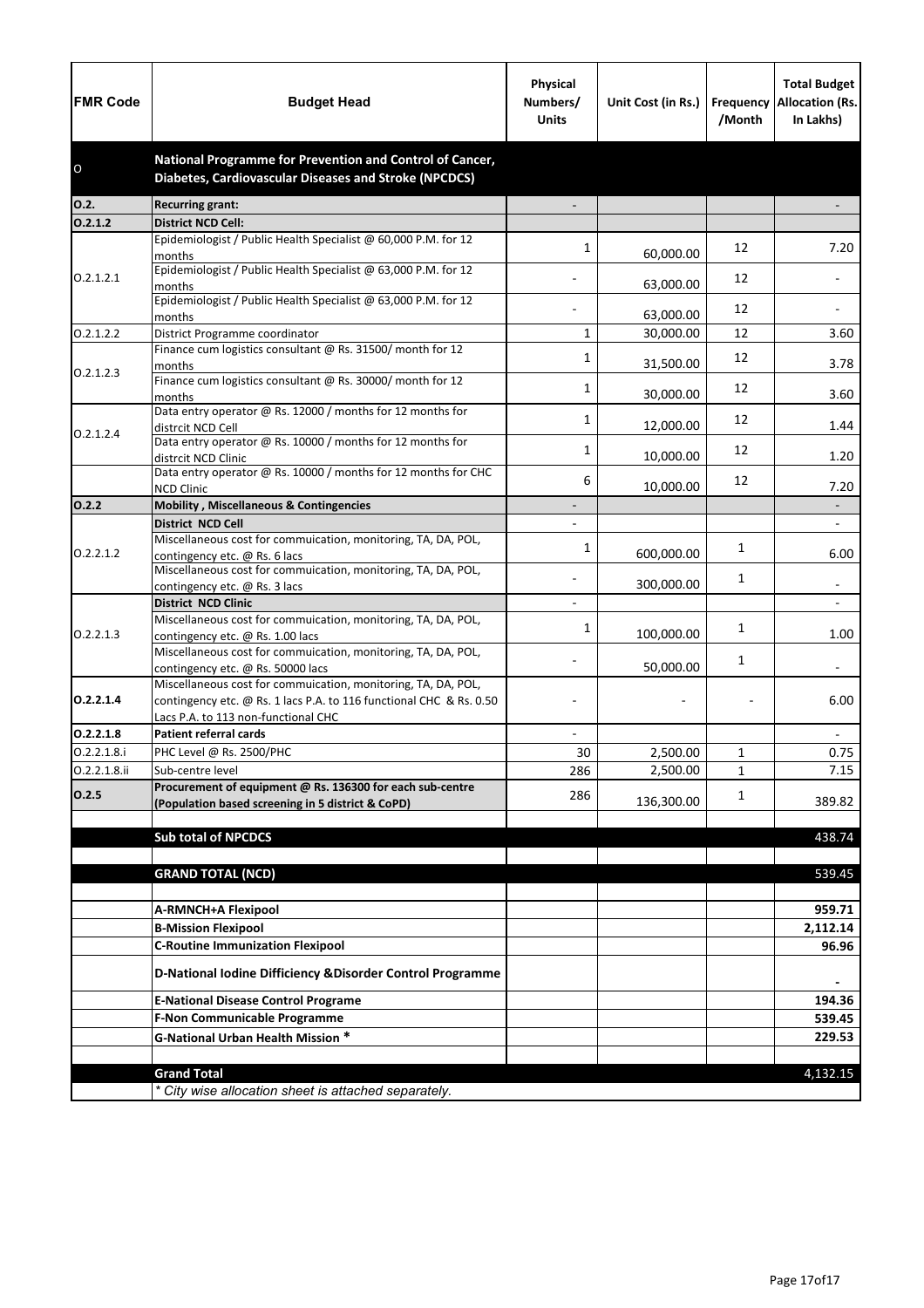| FMR Code | Budget Head | Physical Numbers/ Units | Unit Cost (in Rs.) | Frequency /Month | Total Budget Allocation (Rs. In Lakhs) |
|---|---|---|---|---|---|
| O | **National Programme for Prevention and Control of Cancer, Diabetes, Cardiovascular Diseases and Stroke (NPCDCS)** | | | | |
| **O.2.** | **Recurring grant:** | - | | | - |
| **O.2.1.2** | **District NCD Cell:** | | | | |
| O.2.1.2.1 | Epidemiologist / Public Health Specialist @ 60,000 P.M. for 12 months | 1 | 60,000.00 | 12 | 7.20 |
| | Epidemiologist / Public Health Specialist @ 63,000 P.M. for 12 months | - | 63,000.00 | 12 | - |
| | Epidemiologist / Public Health Specialist @ 63,000 P.M. for 12 months | - | 63,000.00 | 12 | - |
| O.2.1.2.2 | District Programme coordinator | 1 | 30,000.00 | 12 | 3.60 |
| O.2.1.2.3 | Finance cum logistics consultant @ Rs. 31500/ month for 12 months | 1 | 31,500.00 | 12 | 3.78 |
| | Finance cum logistics consultant @ Rs. 30000/ month for 12 months | 1 | 30,000.00 | 12 | 3.60 |
| O.2.1.2.4 | Data entry operator @ Rs. 12000 / months for 12 months for distrcit NCD Cell | 1 | 12,000.00 | 12 | 1.44 |
| | Data entry operator @ Rs. 10000 / months for 12 months for distrcit NCD Clinic | 1 | 10,000.00 | 12 | 1.20 |
| | Data entry operator @ Rs. 10000 / months for 12 months for CHC NCD Clinic | 6 | 10,000.00 | 12 | 7.20 |
| **O.2.2** | **Mobility , Miscellaneous & Contingencies** | - | | | - |
| | **District NCD Cell** | - | | | - |
| O.2.2.1.2 | Miscellaneous cost for commuication, monitoring, TA, DA, POL, contingency etc. @ Rs. 6 lacs | 1 | 600,000.00 | 1 | 6.00 |
| | Miscellaneous cost for commuication, monitoring, TA, DA, POL, contingency etc. @ Rs. 3 lacs | - | 300,000.00 | 1 | - |
| | **District NCD Clinic** | - | | | - |
| O.2.2.1.3 | Miscellaneous cost for commuication, monitoring, TA, DA, POL, contingency etc. @ Rs. 1.00 lacs | 1 | 100,000.00 | 1 | 1.00 |
| | Miscellaneous cost for commuication, monitoring, TA, DA, POL, contingency etc. @ Rs. 50000 lacs | - | 50,000.00 | 1 | - |
| **O.2.2.1.4** | Miscellaneous cost for commuication, monitoring, TA, DA, POL, contingency etc. @ Rs. 1 lacs P.A. to 116 functional CHC & Rs. 0.50 Lacs P.A. to 113 non-functional CHC | - | - | - | 6.00 |
| **O.2.2.1.8** | **Patient referral cards** | - | | | - |
| O.2.2.1.8.i | PHC Level @ Rs. 2500/PHC | 30 | 2,500.00 | 1 | 0.75 |
| O.2.2.1.8.ii | Sub-centre level | 286 | 2,500.00 | 1 | 7.15 |
| **O.2.5** | **Procurement of equipment @ Rs. 136300 for each sub-centre (Population based screening in 5 district & CoPD)** | 286 | 136,300.00 | 1 | 389.82 |
| | | | | | |
| | **Sub total of NPCDCS** | | | | 438.74 |
| | | | | | |
| | **GRAND TOTAL (NCD)** | | | | 539.45 |
| | | | | | |
| | **A-RMNCH+A Flexipool** | | | | **959.71** |
| | **B-Mission Flexipool** | | | | **2,112.14** |
| | **C-Routine Immunization Flexipool** | | | | **96.96** |
| | **D-National Iodine Difficiency &Disorder Control Programme** | | | | **-** |
| | **E-National Disease Control Programe** | | | | **194.36** |
| | **F-Non Communicable Programme** | | | | **539.45** |
| | **G-National Urban Health Mission *** | | | | **229.53** |
| | | | | | |
| | **Grand Total** | | | | 4,132.15 |
| | *\* City wise allocation sheet is attached separately.* | | | | |